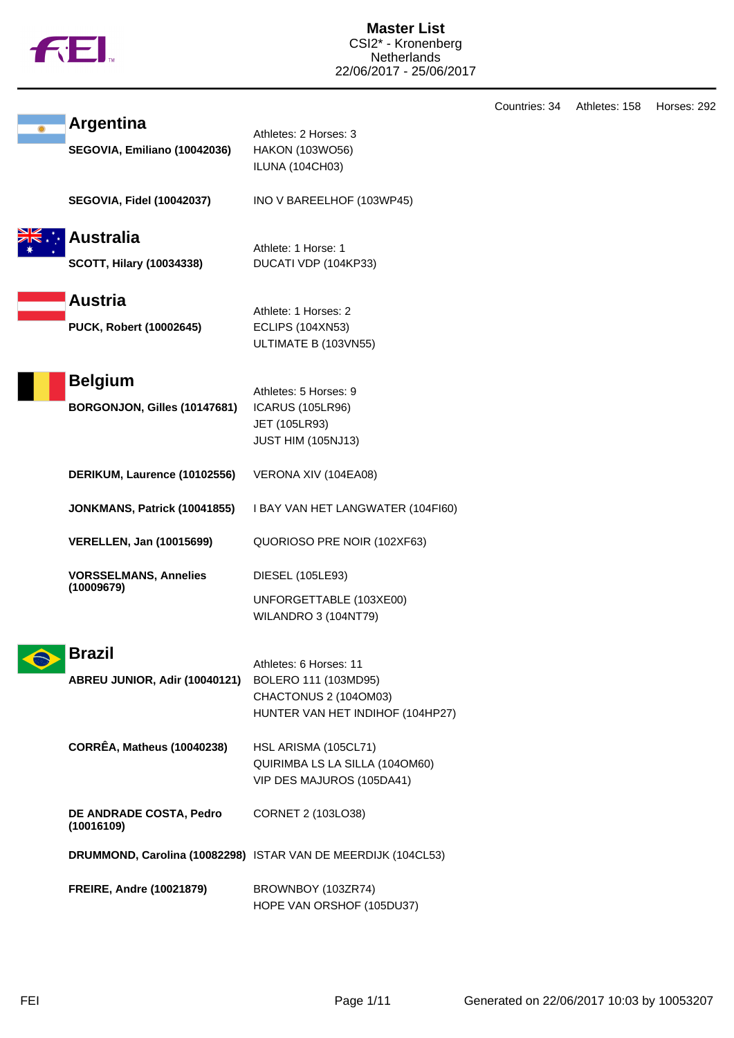# Master List

CSI2* - Kronenberg
Netherlands
22/06/2017 - 25/06/2017

Countries: 34 Athletes: 158 Horses: 292

## Argentina

Athletes: 2 Horses: 3

**SEGOVIA, Emiliano (10042036)**
- HAKON (103WO56)
- ILUNA (104CH03)

**SEGOVIA, Fidel (10042037)**
- INO V BAREELHOF (103WP45)

## Australia

Athlete: 1 Horse: 1

**SCOTT, Hilary (10034338)**
- DUCATI VDP (104KP33)

## Austria

Athlete: 1 Horses: 2

**PUCK, Robert (10002645)**
- ECLIPS (104XN53)
- ULTIMATE B (103VN55)

## Belgium

Athletes: 5 Horses: 9

**BORGONJON, Gilles (10147681)**
- ICARUS (105LR96)
- JET (105LR93)
- JUST HIM (105NJ13)

**DERIKUM, Laurence (10102556)**
- VERONA XIV (104EA08)

**JONKMANS, Patrick (10041855)**
- I BAY VAN HET LANGWATER (104FI60)

**VERELLEN, Jan (10015699)**
- QUORIOSO PRE NOIR (102XF63)

**VORSSELMANS, Annelies (10009679)**
- DIESEL (105LE93)
- UNFORGETTABLE (103XE00)
- WILANDRO 3 (104NT79)

## Brazil

Athletes: 6 Horses: 11

**ABREU JUNIOR, Adir (10040121)**
- BOLERO 111 (103MD95)
- CHACTONUS 2 (104OM03)
- HUNTER VAN HET INDIHOF (104HP27)

**CORRÊA, Matheus (10040238)**
- HSL ARISMA (105CL71)
- QUIRIMBA LS LA SILLA (104OM60)
- VIP DES MAJUROS (105DA41)

**DE ANDRADE COSTA, Pedro (10016109)**
- CORNET 2 (103LO38)

**DRUMMOND, Carolina (10082298)**
- ISTAR VAN DE MEERDIJK (104CL53)

**FREIRE, Andre (10021879)**
- BROWNBOY (103ZR74)
- HOPE VAN ORSHOF (105DU37)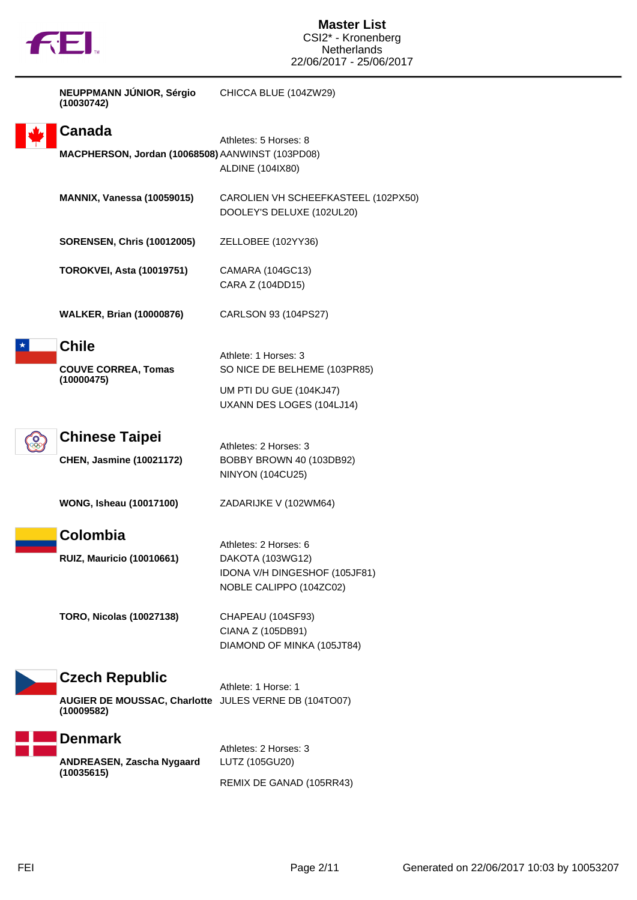| | |
|---|---|
| **NEUPPMANN JÚNIOR, Sérgio (10030742)** | CHICCA BLUE (104ZW29) |

## Canada

Athletes: 5 Horses: 8

| | |
|---|---|
| **MACPHERSON, Jordan (10068508)** | AANWINST (103PD08) |
| | ALDINE (104IX80) |
| **MANNIX, Vanessa (10059015)** | CAROLIEN VH SCHEEFKASTEEL (102PX50) |
| | DOOLEY'S DELUXE (102UL20) |
| **SORENSEN, Chris (10012005)** | ZELLOBEE (102YY36) |
| **TOROKVEI, Asta (10019751)** | CAMARA (104GC13) |
| | CARA Z (104DD15) |
| **WALKER, Brian (10000876)** | CARLSON 93 (104PS27) |

## Chile

Athlete: 1 Horses: 3

| | |
|---|---|
| **COUVE CORREA, Tomas (10000475)** | SO NICE DE BELHEME (103PR85) |
| | UM PTI DU GUE (104KJ47) |
| | UXANN DES LOGES (104LJ14) |

## Chinese Taipei

Athletes: 2 Horses: 3

| | |
|---|---|
| **CHEN, Jasmine (10021172)** | BOBBY BROWN 40 (103DB92) |
| | NINYON (104CU25) |
| **WONG, Isheau (10017100)** | ZADARIJKE V (102WM64) |

## Colombia

Athletes: 2 Horses: 6

| | |
|---|---|
| **RUIZ, Mauricio (10010661)** | DAKOTA (103WG12) |
| | IDONA V/H DINGESHOF (105JF81) |
| | NOBLE CALIPPO (104ZC02) |
| **TORO, Nicolas (10027138)** | CHAPEAU (104SF93) |
| | CIANA Z (105DB91) |
| | DIAMOND OF MINKA (105JT84) |

## Czech Republic

Athlete: 1 Horse: 1

| | |
|---|---|
| **AUGIER DE MOUSSAC, Charlotte (10009582)** | JULES VERNE DB (104TO07) |

## Denmark

Athletes: 2 Horses: 3

| | |
|---|---|
| **ANDREASEN, Zascha Nygaard (10035615)** | LUTZ (105GU20) |
| | REMIX DE GANAD (105RR43) |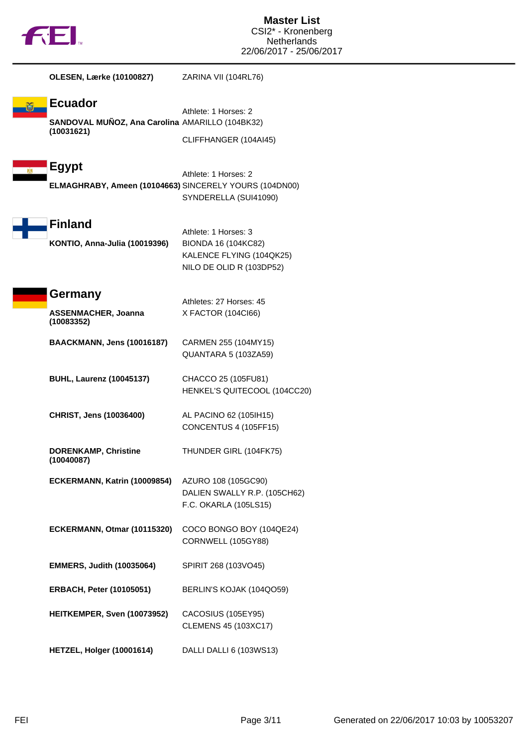OLESEN, Lærke (10100827) — ZARINA VII (104RL76)

## Ecuador

Athlete: 1 Horses: 2

| Athlete | Horses |
|---|---|
| **SANDOVAL MUÑOZ, Ana Carolina (10031621)** | AMARILLO (104BK32) |
| | CLIFFHANGER (104AI45) |

## Egypt

Athlete: 1 Horses: 2

| Athlete | Horses |
|---|---|
| **ELMAGHRABY, Ameen (10104663)** | SINCERELY YOURS (104DN00) |
| | SYNDERELLA (SUI41090) |

## Finland

Athlete: 1 Horses: 3

| Athlete | Horses |
|---|---|
| **KONTIO, Anna-Julia (10019396)** | BIONDA 16 (104KC82) |
| | KALENCE FLYING (104QK25) |
| | NILO DE OLID R (103DP52) |

## Germany

Athletes: 27 Horses: 45

| Athlete | Horses |
|---|---|
| **ASSENMACHER, Joanna (10083352)** | X FACTOR (104CI66) |
| **BAACKMANN, Jens (10016187)** | CARMEN 255 (104MY15) |
| | QUANTARA 5 (103ZA59) |
| **BUHL, Laurenz (10045137)** | CHACCO 25 (105FU81) |
| | HENKEL'S QUITECOOL (104CC20) |
| **CHRIST, Jens (10036400)** | AL PACINO 62 (105IH15) |
| | CONCENTUS 4 (105FF15) |
| **DORENKAMP, Christine (10040087)** | THUNDER GIRL (104FK75) |
| **ECKERMANN, Katrin (10009854)** | AZURO 108 (105GC90) |
| | DALIEN SWALLY R.P. (105CH62) |
| | F.C. OKARLA (105LS15) |
| **ECKERMANN, Otmar (10115320)** | COCO BONGO BOY (104QE24) |
| | CORNWELL (105GY88) |
| **EMMERS, Judith (10035064)** | SPIRIT 268 (103VO45) |
| **ERBACH, Peter (10105051)** | BERLIN'S KOJAK (104QO59) |
| **HEITKEMPER, Sven (10073952)** | CACOSIUS (105EY95) |
| | CLEMENS 45 (103XC17) |
| **HETZEL, Holger (10001614)** | DALLI DALLI 6 (103WS13) |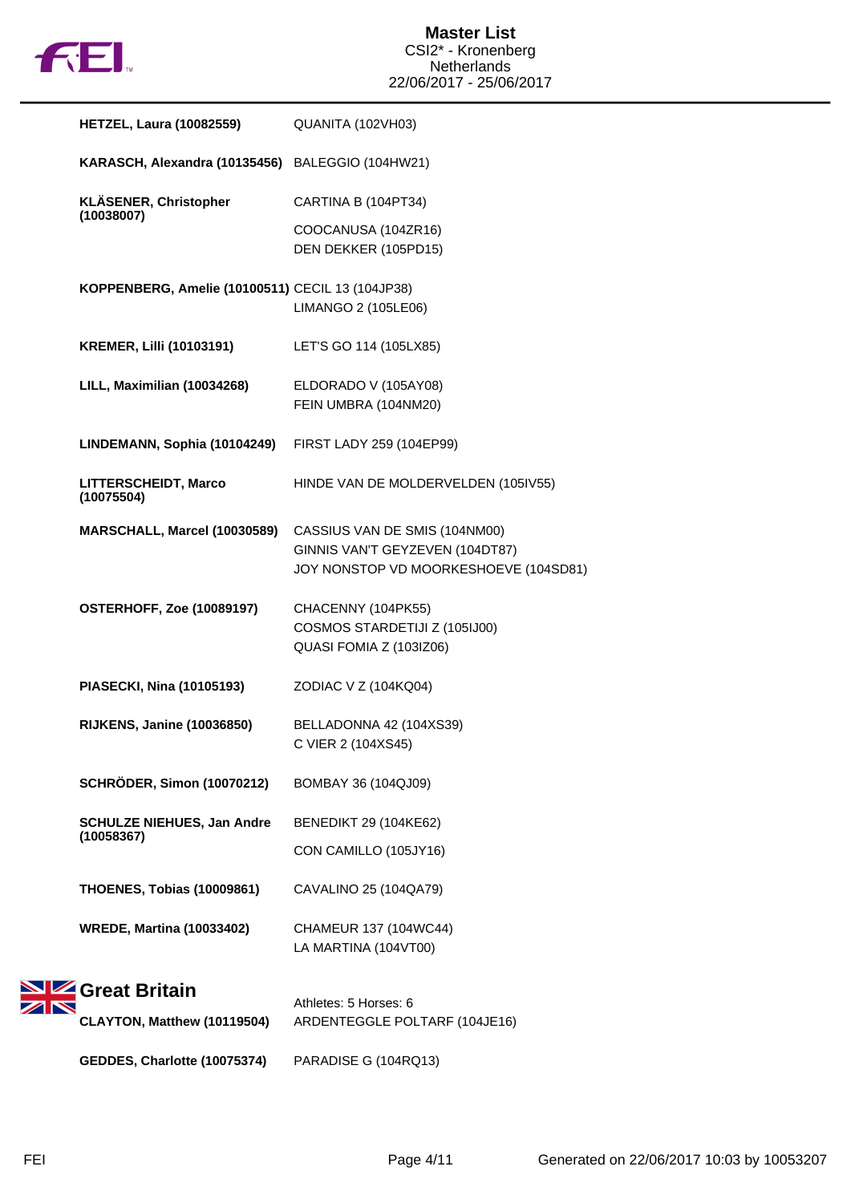# Master List
CSI2* - Kronenberg
Netherlands
22/06/2017 - 25/06/2017

| Athlete | Horses |
| --- | --- |
| **HETZEL, Laura (10082559)** | QUANITA (102VH03) |
| **KARASCH, Alexandra (10135456)** | BALEGGIO (104HW21) |
| **KLÄSENER, Christopher (10038007)** | CARTINA B (104PT34)<br>COOCANUSA (104ZR16)<br>DEN DEKKER (105PD15) |
| **KOPPENBERG, Amelie (10100511)** | CECIL 13 (104JP38)<br>LIMANGO 2 (105LE06) |
| **KREMER, Lilli (10103191)** | LET'S GO 114 (105LX85) |
| **LILL, Maximilian (10034268)** | ELDORADO V (105AY08)<br>FEIN UMBRA (104NM20) |
| **LINDEMANN, Sophia (10104249)** | FIRST LADY 259 (104EP99) |
| **LITTERSCHEIDT, Marco (10075504)** | HINDE VAN DE MOLDERVELDEN (105IV55) |
| **MARSCHALL, Marcel (10030589)** | CASSIUS VAN DE SMIS (104NM00)<br>GINNIS VAN'T GEYZEVEN (104DT87)<br>JOY NONSTOP VD MOORKESHOEVE (104SD81) |
| **OSTERHOFF, Zoe (10089197)** | CHACENNY (104PK55)<br>COSMOS STARDETIJI Z (105IJ00)<br>QUASI FOMIA Z (103IZ06) |
| **PIASECKI, Nina (10105193)** | ZODIAC V Z (104KQ04) |
| **RIJKENS, Janine (10036850)** | BELLADONNA 42 (104XS39)<br>C VIER 2 (104XS45) |
| **SCHRÖDER, Simon (10070212)** | BOMBAY 36 (104QJ09) |
| **SCHULZE NIEHUES, Jan Andre (10058367)** | BENEDIKT 29 (104KE62)<br>CON CAMILLO (105JY16) |
| **THOENES, Tobias (10009861)** | CAVALINO 25 (104QA79) |
| **WREDE, Martina (10033402)** | CHAMEUR 137 (104WC44)<br>LA MARTINA (104VT00) |

## Great Britain

Athletes: 5 Horses: 6

| Athlete | Horses |
| --- | --- |
| **CLAYTON, Matthew (10119504)** | ARDENTEGGLE POLTARF (104JE16) |
| **GEDDES, Charlotte (10075374)** | PARADISE G (104RQ13) |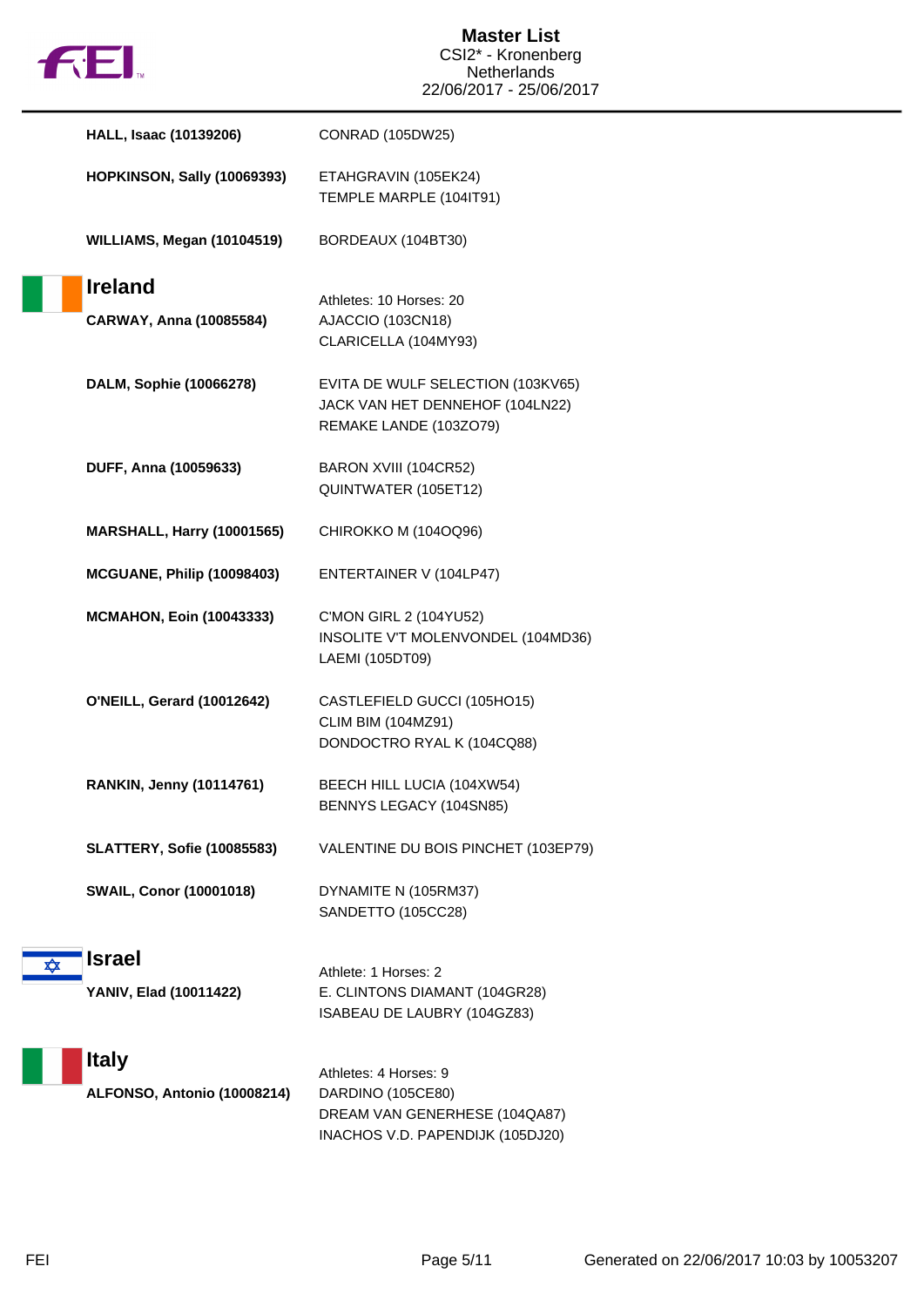HALL, Isaac (10139206) — CONRAD (105DW25)

HOPKINSON, Sally (10069393) — ETAHGRAVIN (105EK24), TEMPLE MARPLE (104IT91)

WILLIAMS, Megan (10104519) — BORDEAUX (104BT30)

## Ireland

Athletes: 10 Horses: 20

| Athlete | Horses |
|---|---|
| **CARWAY, Anna (10085584)** | AJACCIO (103CN18)<br>CLARICELLA (104MY93) |
| **DALM, Sophie (10066278)** | EVITA DE WULF SELECTION (103KV65)<br>JACK VAN HET DENNEHOF (104LN22)<br>REMAKE LANDE (103ZO79) |
| **DUFF, Anna (10059633)** | BARON XVIII (104CR52)<br>QUINTWATER (105ET12) |
| **MARSHALL, Harry (10001565)** | CHIROKKO M (104OQ96) |
| **MCGUANE, Philip (10098403)** | ENTERTAINER V (104LP47) |
| **MCMAHON, Eoin (10043333)** | C'MON GIRL 2 (104YU52)<br>INSOLITE V'T MOLENVONDEL (104MD36)<br>LAEMI (105DT09) |
| **O'NEILL, Gerard (10012642)** | CASTLEFIELD GUCCI (105HO15)<br>CLIM BIM (104MZ91)<br>DONDOCTRO RYAL K (104CQ88) |
| **RANKIN, Jenny (10114761)** | BEECH HILL LUCIA (104XW54)<br>BENNYS LEGACY (104SN85) |
| **SLATTERY, Sofie (10085583)** | VALENTINE DU BOIS PINCHET (103EP79) |
| **SWAIL, Conor (10001018)** | DYNAMITE N (105RM37)<br>SANDETTO (105CC28) |

## Israel

Athlete: 1 Horses: 2

| Athlete | Horses |
|---|---|
| **YANIV, Elad (10011422)** | E. CLINTONS DIAMANT (104GR28)<br>ISABEAU DE LAUBRY (104GZ83) |

## Italy

Athletes: 4 Horses: 9

| Athlete | Horses |
|---|---|
| **ALFONSO, Antonio (10008214)** | DARDINO (105CE80)<br>DREAM VAN GENERHESE (104QA87)<br>INACHOS V.D. PAPENDIJK (105DJ20) |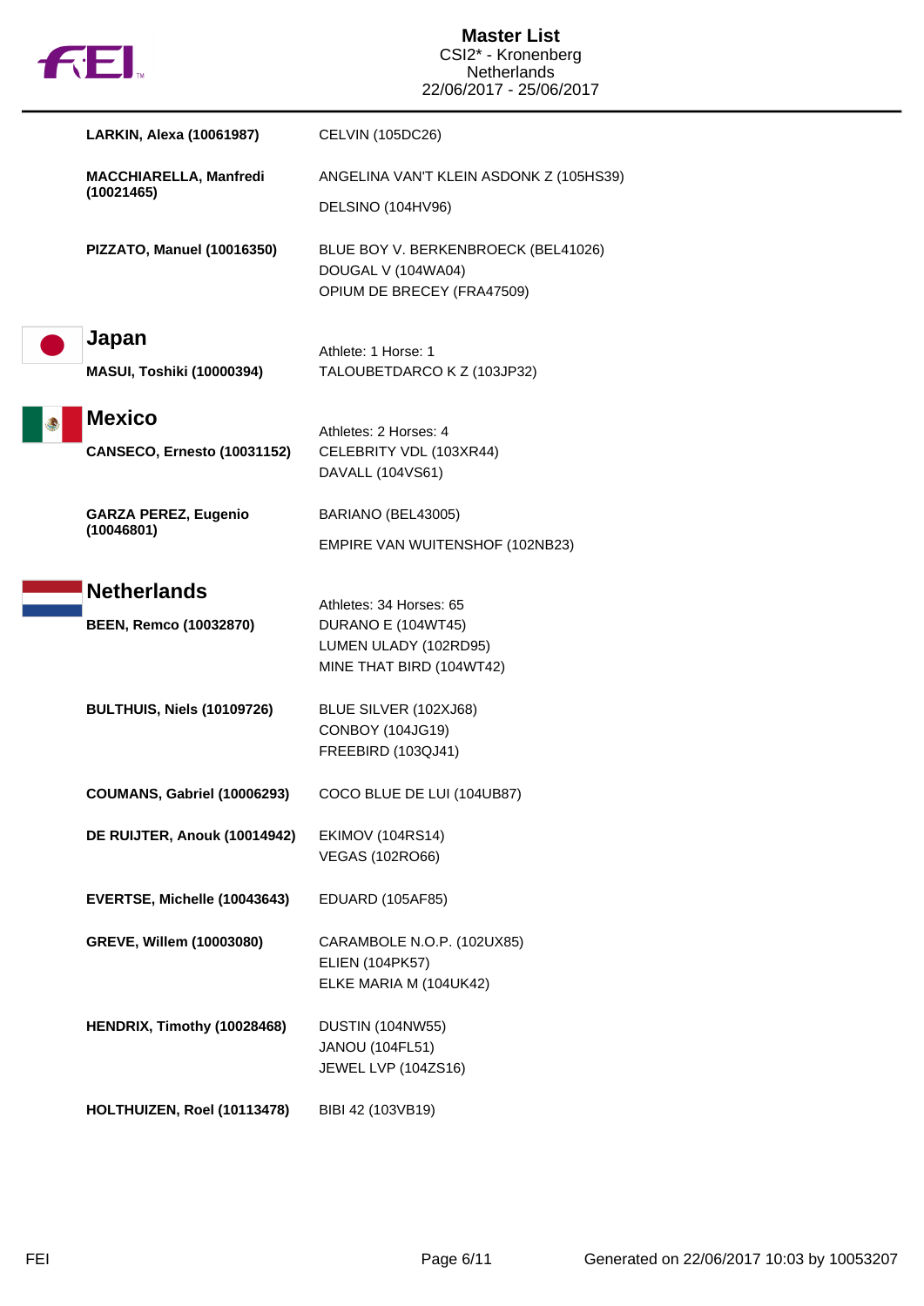| | |
|---|---|
| **LARKIN, Alexa (10061987)** | CELVIN (105DC26) |
| **MACCHIARELLA, Manfredi (10021465)** | ANGELINA VAN'T KLEIN ASDONK Z (105HS39)<br>DELSINO (104HV96) |
| **PIZZATO, Manuel (10016350)** | BLUE BOY V. BERKENBROECK (BEL41026)<br>DOUGAL V (104WA04)<br>OPIUM DE BRECEY (FRA47509) |

## Japan

Athlete: 1 Horse: 1

| | |
|---|---|
| **MASUI, Toshiki (10000394)** | TALOUBETDARCO K Z (103JP32) |

## Mexico

Athletes: 2 Horses: 4

| | |
|---|---|
| **CANSECO, Ernesto (10031152)** | CELEBRITY VDL (103XR44)<br>DAVALL (104VS61) |
| **GARZA PEREZ, Eugenio (10046801)** | BARIANO (BEL43005)<br>EMPIRE VAN WUITENSHOF (102NB23) |

## Netherlands

Athletes: 34 Horses: 65

| | |
|---|---|
| **BEEN, Remco (10032870)** | DURANO E (104WT45)<br>LUMEN ULADY (102RD95)<br>MINE THAT BIRD (104WT42) |
| **BULTHUIS, Niels (10109726)** | BLUE SILVER (102XJ68)<br>CONBOY (104JG19)<br>FREEBIRD (103QJ41) |
| **COUMANS, Gabriel (10006293)** | COCO BLUE DE LUI (104UB87) |
| **DE RUIJTER, Anouk (10014942)** | EKIMOV (104RS14)<br>VEGAS (102RO66) |
| **EVERTSE, Michelle (10043643)** | EDUARD (105AF85) |
| **GREVE, Willem (10003080)** | CARAMBOLE N.O.P. (102UX85)<br>ELIEN (104PK57)<br>ELKE MARIA M (104UK42) |
| **HENDRIX, Timothy (10028468)** | DUSTIN (104NW55)<br>JANOU (104FL51)<br>JEWEL LVP (104ZS16) |
| **HOLTHUIZEN, Roel (10113478)** | BIBI 42 (103VB19) |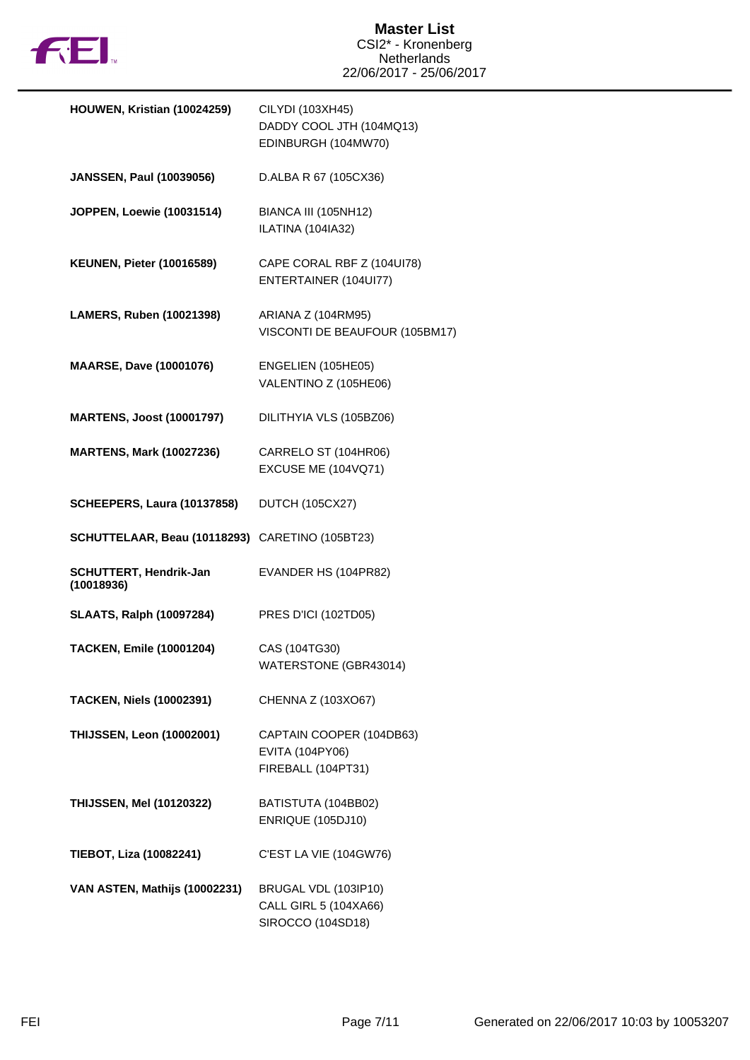# Master List

CSI2* - Kronenberg
Netherlands
22/06/2017 - 25/06/2017

| Rider | Horses |
|---|---|
| **HOUWEN, Kristian (10024259)** | CILYDI (103XH45)<br>DADDY COOL JTH (104MQ13)<br>EDINBURGH (104MW70) |
| **JANSSEN, Paul (10039056)** | D.ALBA R 67 (105CX36) |
| **JOPPEN, Loewie (10031514)** | BIANCA III (105NH12)<br>ILATINA (104IA32) |
| **KEUNEN, Pieter (10016589)** | CAPE CORAL RBF Z (104UI78)<br>ENTERTAINER (104UI77) |
| **LAMERS, Ruben (10021398)** | ARIANA Z (104RM95)<br>VISCONTI DE BEAUFOUR (105BM17) |
| **MAARSE, Dave (10001076)** | ENGELIEN (105HE05)<br>VALENTINO Z (105HE06) |
| **MARTENS, Joost (10001797)** | DILITHYIA VLS (105BZ06) |
| **MARTENS, Mark (10027236)** | CARRELO ST (104HR06)<br>EXCUSE ME (104VQ71) |
| **SCHEEPERS, Laura (10137858)** | DUTCH (105CX27) |
| **SCHUTTELAAR, Beau (10118293)** | CARETINO (105BT23) |
| **SCHUTTERT, Hendrik-Jan (10018936)** | EVANDER HS (104PR82) |
| **SLAATS, Ralph (10097284)** | PRES D'ICI (102TD05) |
| **TACKEN, Emile (10001204)** | CAS (104TG30)<br>WATERSTONE (GBR43014) |
| **TACKEN, Niels (10002391)** | CHENNA Z (103XO67) |
| **THIJSSEN, Leon (10002001)** | CAPTAIN COOPER (104DB63)<br>EVITA (104PY06)<br>FIREBALL (104PT31) |
| **THIJSSEN, Mel (10120322)** | BATISTUTA (104BB02)<br>ENRIQUE (105DJ10) |
| **TIEBOT, Liza (10082241)** | C'EST LA VIE (104GW76) |
| **VAN ASTEN, Mathijs (10002231)** | BRUGAL VDL (103IP10)<br>CALL GIRL 5 (104XA66)<br>SIROCCO (104SD18) |

Generated on 22/06/2017 10:03 by 10053207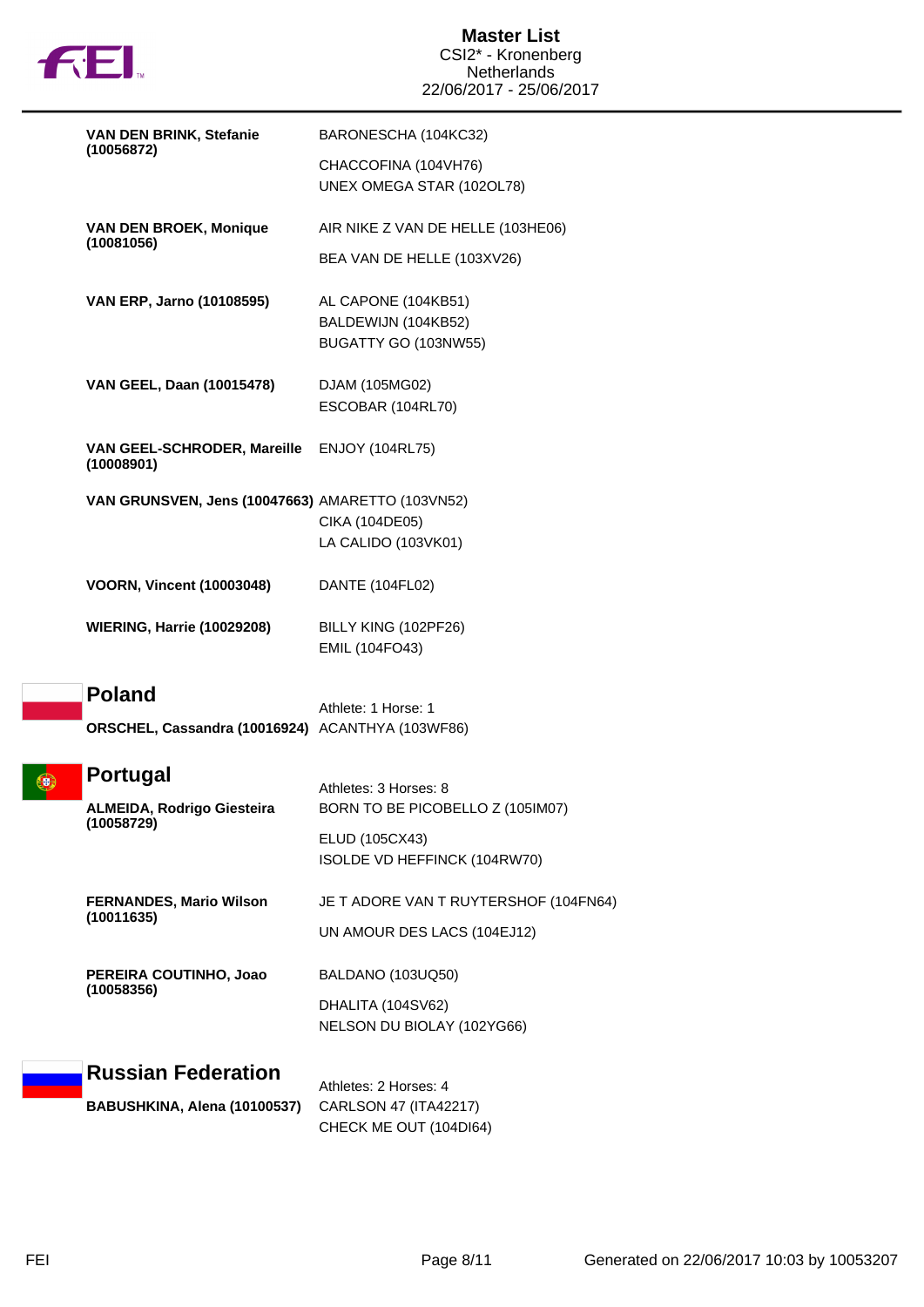# Master List

CSI2* - Kronenberg
Netherlands
22/06/2017 - 25/06/2017

| Athlete | Horses |
|---|---|
| **VAN DEN BRINK, Stefanie (10056872)** | BARONESCHA (104KC32) |
| | CHACCOFINA (104VH76) |
| | UNEX OMEGA STAR (102OL78) |
| **VAN DEN BROEK, Monique (10081056)** | AIR NIKE Z VAN DE HELLE (103HE06) |
| | BEA VAN DE HELLE (103XV26) |
| **VAN ERP, Jarno (10108595)** | AL CAPONE (104KB51) |
| | BALDEWIJN (104KB52) |
| | BUGATTY GO (103NW55) |
| **VAN GEEL, Daan (10015478)** | DJAM (105MG02) |
| | ESCOBAR (104RL70) |
| **VAN GEEL-SCHRODER, Mareille (10008901)** | ENJOY (104RL75) |
| **VAN GRUNSVEN, Jens (10047663)** | AMARETTO (103VN52) |
| | CIKA (104DE05) |
| | LA CALIDO (103VK01) |
| **VOORN, Vincent (10003048)** | DANTE (104FL02) |
| **WIERING, Harrie (10029208)** | BILLY KING (102PF26) |
| | EMIL (104FO43) |

## Poland

Athlete: 1 Horse: 1

| Athlete | Horses |
|---|---|
| **ORSCHEL, Cassandra (10016924)** | ACANTHYA (103WF86) |

## Portugal

Athletes: 3 Horses: 8

| Athlete | Horses |
|---|---|
| **ALMEIDA, Rodrigo Giesteira (10058729)** | BORN TO BE PICOBELLO Z (105IM07) |
| | ELUD (105CX43) |
| | ISOLDE VD HEFFINCK (104RW70) |
| **FERNANDES, Mario Wilson (10011635)** | JE T ADORE VAN T RUYTERSHOF (104FN64) |
| | UN AMOUR DES LACS (104EJ12) |
| **PEREIRA COUTINHO, Joao (10058356)** | BALDANO (103UQ50) |
| | DHALITA (104SV62) |
| | NELSON DU BIOLAY (102YG66) |

## Russian Federation

Athletes: 2 Horses: 4

| Athlete | Horses |
|---|---|
| **BABUSHKINA, Alena (10100537)** | CARLSON 47 (ITA42217) |
| | CHECK ME OUT (104DI64) |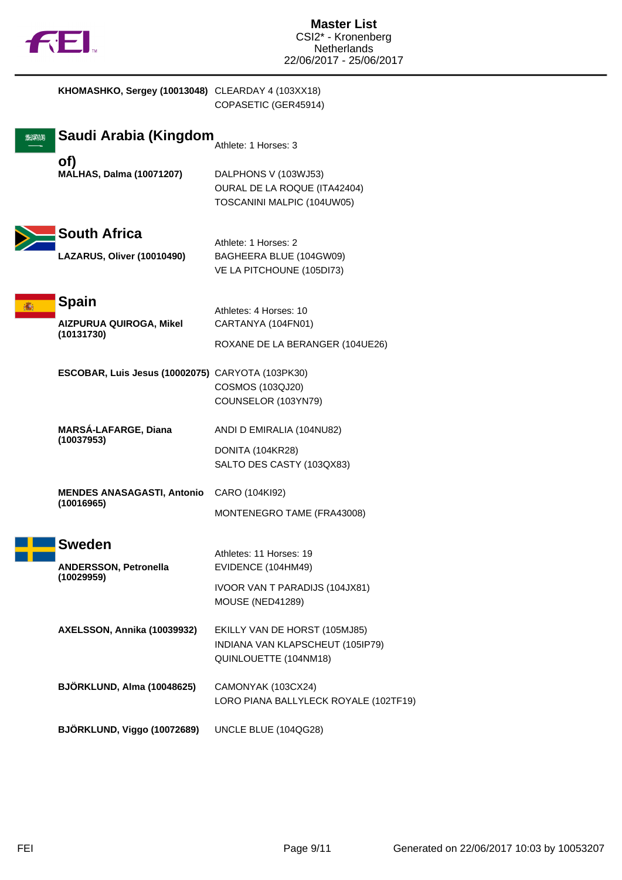KHOMASHKO, Sergey (10013048) CLEARDAY 4 (103XX18)
COPASETIC (GER45914)

## Saudi Arabia (Kingdom of)

Athlete: 1 Horses: 3

**MALHAS, Dalma (10071207)**
- DALPHONS V (103WJ53)
- OURAL DE LA ROQUE (ITA42404)
- TOSCANINI MALPIC (104UW05)

## South Africa

Athlete: 1 Horses: 2

**LAZARUS, Oliver (10010490)**
- BAGHEERA BLUE (104GW09)
- VE LA PITCHOUNE (105DI73)

## Spain

Athletes: 4 Horses: 10

**AIZPURUA QUIROGA, Mikel (10131730)**
- CARTANYA (104FN01)
- ROXANE DE LA BERANGER (104UE26)

**ESCOBAR, Luis Jesus (10002075)**
- CARYOTA (103PK30)
- COSMOS (103QJ20)
- COUNSELOR (103YN79)

**MARSÁ-LAFARGE, Diana (10037953)**
- ANDI D EMIRALIA (104NU82)
- DONITA (104KR28)
- SALTO DES CASTY (103QX83)

**MENDES ANASAGASTI, Antonio (10016965)**
- CARO (104KI92)
- MONTENEGRO TAME (FRA43008)

## Sweden

Athletes: 11 Horses: 19

**ANDERSSON, Petronella (10029959)**
- EVIDENCE (104HM49)
- IVOOR VAN T PARADIJS (104JX81)
- MOUSE (NED41289)

**AXELSSON, Annika (10039932)**
- EKILLY VAN DE HORST (105MJ85)
- INDIANA VAN KLAPSCHEUT (105IP79)
- QUINLOUETTE (104NM18)

**BJÖRKLUND, Alma (10048625)**
- CAMONYAK (103CX24)
- LORO PIANA BALLYLECK ROYALE (102TF19)

**BJÖRKLUND, Viggo (10072689)**
- UNCLE BLUE (104QG28)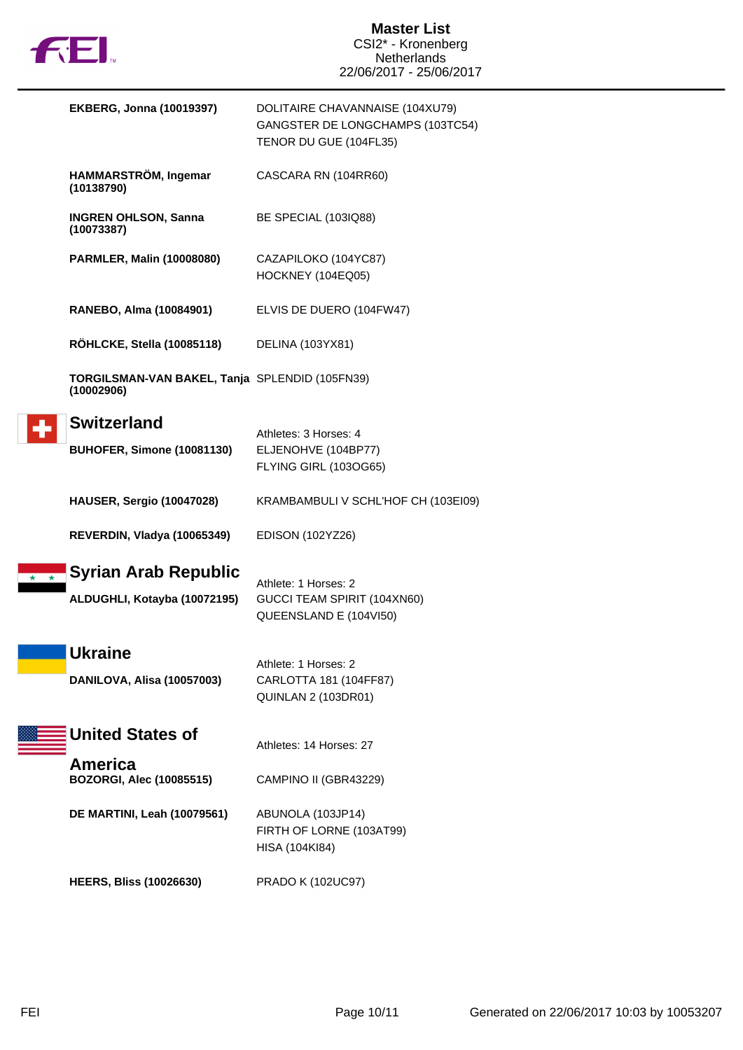| | |
|---|---|
| **EKBERG, Jonna (10019397)** | DOLITAIRE CHAVANNAISE (104XU79)<br>GANGSTER DE LONGCHAMPS (103TC54)<br>TENOR DU GUE (104FL35) |
| **HAMMARSTRÖM, Ingemar (10138790)** | CASCARA RN (104RR60) |
| **INGREN OHLSON, Sanna (10073387)** | BE SPECIAL (103IQ88) |
| **PARMLER, Malin (10008080)** | CAZAPILOKO (104YC87)<br>HOCKNEY (104EQ05) |
| **RANEBO, Alma (10084901)** | ELVIS DE DUERO (104FW47) |
| **RÖHLCKE, Stella (10085118)** | DELINA (103YX81) |
| **TORGILSMAN-VAN BAKEL, Tanja (10002906)** | SPLENDID (105FN39) |

## Switzerland

Athletes: 3 Horses: 4

| | |
|---|---|
| **BUHOFER, Simone (10081130)** | ELJENOHVE (104BP77)<br>FLYING GIRL (103OG65) |
| **HAUSER, Sergio (10047028)** | KRAMBAMBULI V SCHL'HOF CH (103EI09) |
| **REVERDIN, Vladya (10065349)** | EDISON (102YZ26) |

## Syrian Arab Republic

Athlete: 1 Horses: 2

| | |
|---|---|
| **ALDUGHLI, Kotayba (10072195)** | GUCCI TEAM SPIRIT (104XN60)<br>QUEENSLAND E (104VI50) |

## Ukraine

Athlete: 1 Horses: 2

| | |
|---|---|
| **DANILOVA, Alisa (10057003)** | CARLOTTA 181 (104FF87)<br>QUINLAN 2 (103DR01) |

## United States of America

Athletes: 14 Horses: 27

| | |
|---|---|
| **BOZORGI, Alec (10085515)** | CAMPINO II (GBR43229) |
| **DE MARTINI, Leah (10079561)** | ABUNOLA (103JP14)<br>FIRTH OF LORNE (103AT99)<br>HISA (104KI84) |
| **HEERS, Bliss (10026630)** | PRADO K (102UC97) |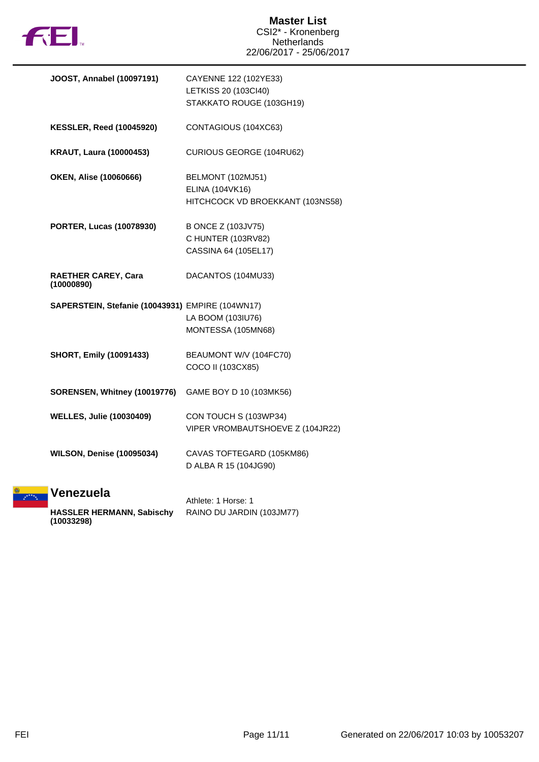# Master List
CSI2* - Kronenberg
Netherlands
22/06/2017 - 25/06/2017

| Athlete | Horses |
|---|---|
| **JOOST, Annabel (10097191)** | CAYENNE 122 (102YE33)<br>LETKISS 20 (103CI40)<br>STAKKATO ROUGE (103GH19) |
| **KESSLER, Reed (10045920)** | CONTAGIOUS (104XC63) |
| **KRAUT, Laura (10000453)** | CURIOUS GEORGE (104RU62) |
| **OKEN, Alise (10060666)** | BELMONT (102MJ51)<br>ELINA (104VK16)<br>HITCHCOCK VD BROEKKANT (103NS58) |
| **PORTER, Lucas (10078930)** | B ONCE Z (103JV75)<br>C HUNTER (103RV82)<br>CASSINA 64 (105EL17) |
| **RAETHER CAREY, Cara (10000890)** | DACANTOS (104MU33) |
| **SAPERSTEIN, Stefanie (10043931)** | EMPIRE (104WN17)<br>LA BOOM (103IU76)<br>MONTESSA (105MN68) |
| **SHORT, Emily (10091433)** | BEAUMONT W/V (104FC70)<br>COCO II (103CX85) |
| **SORENSEN, Whitney (10019776)** | GAME BOY D 10 (103MK56) |
| **WELLES, Julie (10030409)** | CON TOUCH S (103WP34)<br>VIPER VROMBAUTSHOEVE Z (104JR22) |
| **WILSON, Denise (10095034)** | CAVAS TOFTEGARD (105KM86)<br>D ALBA R 15 (104JG90) |

## Venezuela

Athlete: 1 Horse: 1

| Athlete | Horses |
|---|---|
| **HASSLER HERMANN, Sabischy (10033298)** | RAINO DU JARDIN (103JM77) |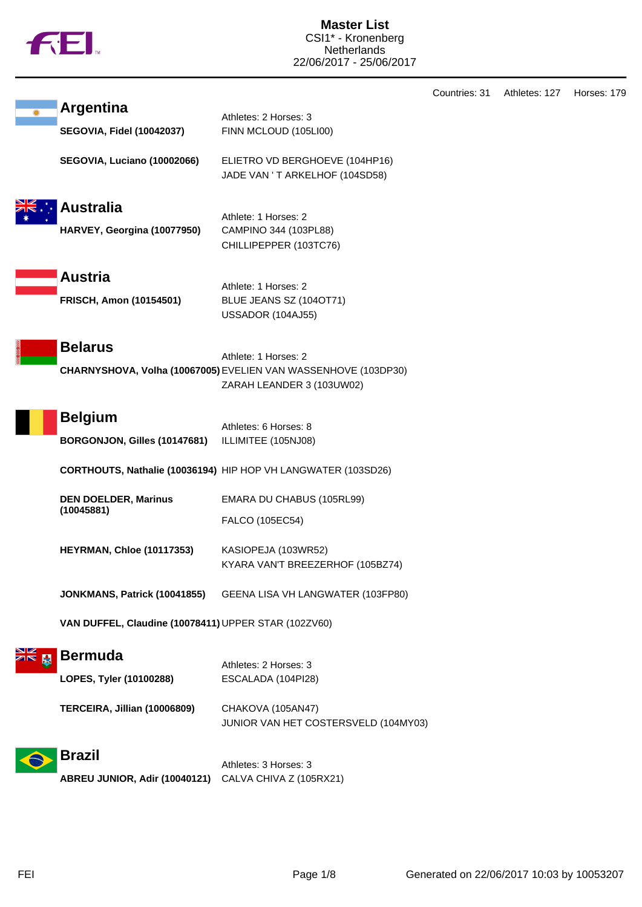# Master List

CSI1* - Kronenberg
Netherlands
22/06/2017 - 25/06/2017

Countries: 31 Athletes: 127 Horses: 179

## Argentina

Athletes: 2 Horses: 3

**SEGOVIA, Fidel (10042037)** FINN MCLOUD (105LI00)

**SEGOVIA, Luciano (10002066)** ELIETRO VD BERGHOEVE (104HP16)
JADE VAN ' T ARKELHOF (104SD58)

## Australia

Athlete: 1 Horses: 2

**HARVEY, Georgina (10077950)** CAMPINO 344 (103PL88)
CHILLIPEPPER (103TC76)

## Austria

Athlete: 1 Horses: 2

**FRISCH, Amon (10154501)** BLUE JEANS SZ (104OT71)
USSADOR (104AJ55)

## Belarus

Athlete: 1 Horses: 2

**CHARNYSHOVA, Volha (10067005)** EVELIEN VAN WASSENHOVE (103DP30)
ZARAH LEANDER 3 (103UW02)

## Belgium

Athletes: 6 Horses: 8

**BORGONJON, Gilles (10147681)** ILLIMITEE (105NJ08)

**CORTHOUTS, Nathalie (10036194)** HIP HOP VH LANGWATER (103SD26)

**DEN DOELDER, Marinus (10045881)** EMARA DU CHABUS (105RL99)
FALCO (105EC54)

**HEYRMAN, Chloe (10117353)** KASIOPEJA (103WR52)
KYARA VAN'T BREEZERHOF (105BZ74)

**JONKMANS, Patrick (10041855)** GEENA LISA VH LANGWATER (103FP80)

**VAN DUFFEL, Claudine (10078411)** UPPER STAR (102ZV60)

## Bermuda

Athletes: 2 Horses: 3

**LOPES, Tyler (10100288)** ESCALADA (104PI28)

**TERCEIRA, Jillian (10006809)** CHAKOVA (105AN47)
JUNIOR VAN HET COSTERSVELD (104MY03)

## Brazil

Athletes: 3 Horses: 3

**ABREU JUNIOR, Adir (10040121)** CALVA CHIVA Z (105RX21)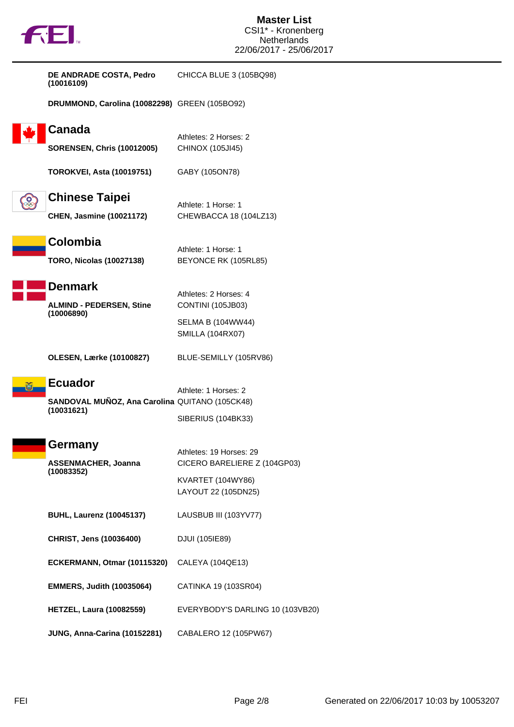| Athlete | Horse |
|---|---|
| **DE ANDRADE COSTA, Pedro (10016109)** | CHICCA BLUE 3 (105BQ98) |
| **DRUMMOND, Carolina (10082298)** | GREEN (105BO92) |

## Canada

Athletes: 2 Horses: 2

| Athlete | Horse |
|---|---|
| **SORENSEN, Chris (10012005)** | CHINOX (105JI45) |
| **TOROKVEI, Asta (10019751)** | GABY (105ON78) |

## Chinese Taipei

Athlete: 1 Horse: 1

| Athlete | Horse |
|---|---|
| **CHEN, Jasmine (10021172)** | CHEWBACCA 18 (104LZ13) |

## Colombia

Athlete: 1 Horse: 1

| Athlete | Horse |
|---|---|
| **TORO, Nicolas (10027138)** | BEYONCE RK (105RL85) |

## Denmark

Athletes: 2 Horses: 4

| Athlete | Horse |
|---|---|
| **ALMIND - PEDERSEN, Stine (10006890)** | CONTINI (105JB03) |
| | SELMA B (104WW44) |
| | SMILLA (104RX07) |
| **OLESEN, Lærke (10100827)** | BLUE-SEMILLY (105RV86) |

## Ecuador

Athlete: 1 Horses: 2

| Athlete | Horse |
|---|---|
| **SANDOVAL MUÑOZ, Ana Carolina (10031621)** | QUITANO (105CK48) |
| | SIBERIUS (104BK33) |

## Germany

Athletes: 19 Horses: 29

| Athlete | Horse |
|---|---|
| **ASSENMACHER, Joanna (10083352)** | CICERO BARELIERE Z (104GP03) |
| | KVARTET (104WY86) |
| | LAYOUT 22 (105DN25) |
| **BUHL, Laurenz (10045137)** | LAUSBUB III (103YV77) |
| **CHRIST, Jens (10036400)** | DJUI (105IE89) |
| **ECKERMANN, Otmar (10115320)** | CALEYA (104QE13) |
| **EMMERS, Judith (10035064)** | CATINKA 19 (103SR04) |
| **HETZEL, Laura (10082559)** | EVERYBODY'S DARLING 10 (103VB20) |
| **JUNG, Anna-Carina (10152281)** | CABALERO 12 (105PW67) |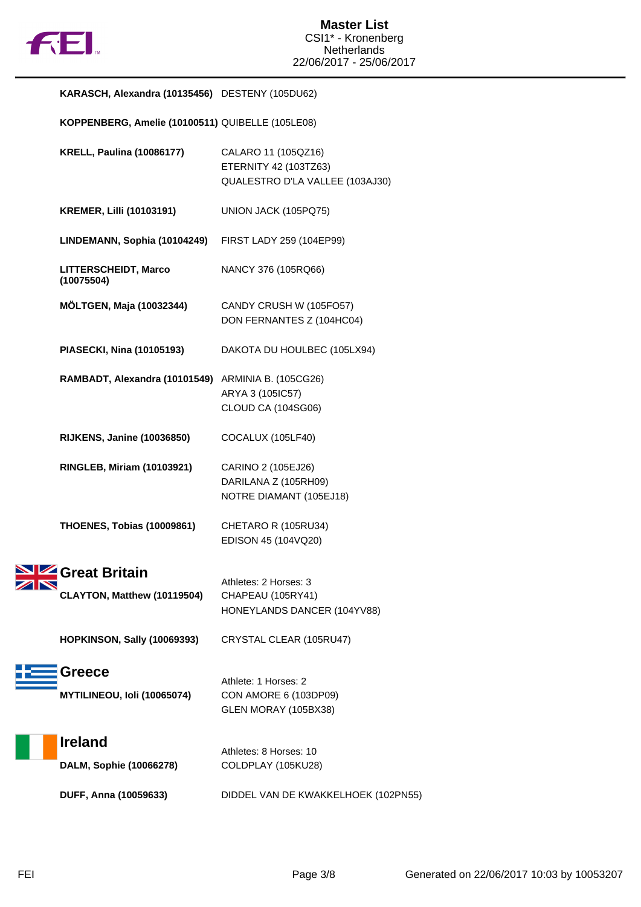| | |
|---|---|
| **KARASCH, Alexandra (10135456)** | DESTENY (105DU62) |
| **KOPPENBERG, Amelie (10100511)** | QUIBELLE (105LE08) |
| **KRELL, Paulina (10086177)** | CALARO 11 (105QZ16)<br>ETERNITY 42 (103TZ63)<br>QUALESTRO D'LA VALLEE (103AJ30) |
| **KREMER, Lilli (10103191)** | UNION JACK (105PQ75) |
| **LINDEMANN, Sophia (10104249)** | FIRST LADY 259 (104EP99) |
| **LITTERSCHEIDT, Marco (10075504)** | NANCY 376 (105RQ66) |
| **MÖLTGEN, Maja (10032344)** | CANDY CRUSH W (105FO57)<br>DON FERNANTES Z (104HC04) |
| **PIASECKI, Nina (10105193)** | DAKOTA DU HOULBEC (105LX94) |
| **RAMBADT, Alexandra (10101549)** | ARMINIA B. (105CG26)<br>ARYA 3 (105IC57)<br>CLOUD CA (104SG06) |
| **RIJKENS, Janine (10036850)** | COCALUX (105LF40) |
| **RINGLEB, Miriam (10103921)** | CARINO 2 (105EJ26)<br>DARILANA Z (105RH09)<br>NOTRE DIAMANT (105EJ18) |
| **THOENES, Tobias (10009861)** | CHETARO R (105RU34)<br>EDISON 45 (104VQ20) |

## Great Britain

Athletes: 2 Horses: 3

| | |
|---|---|
| **CLAYTON, Matthew (10119504)** | CHAPEAU (105RY41)<br>HONEYLANDS DANCER (104YV88) |
| **HOPKINSON, Sally (10069393)** | CRYSTAL CLEAR (105RU47) |

## Greece

Athlete: 1 Horses: 2

| | |
|---|---|
| **MYTILINEOU, Ioli (10065074)** | CON AMORE 6 (103DP09)<br>GLEN MORAY (105BX38) |

## Ireland

Athletes: 8 Horses: 10

| | |
|---|---|
| **DALM, Sophie (10066278)** | COLDPLAY (105KU28) |
| **DUFF, Anna (10059633)** | DIDDEL VAN DE KWAKKELHOEK (102PN55) |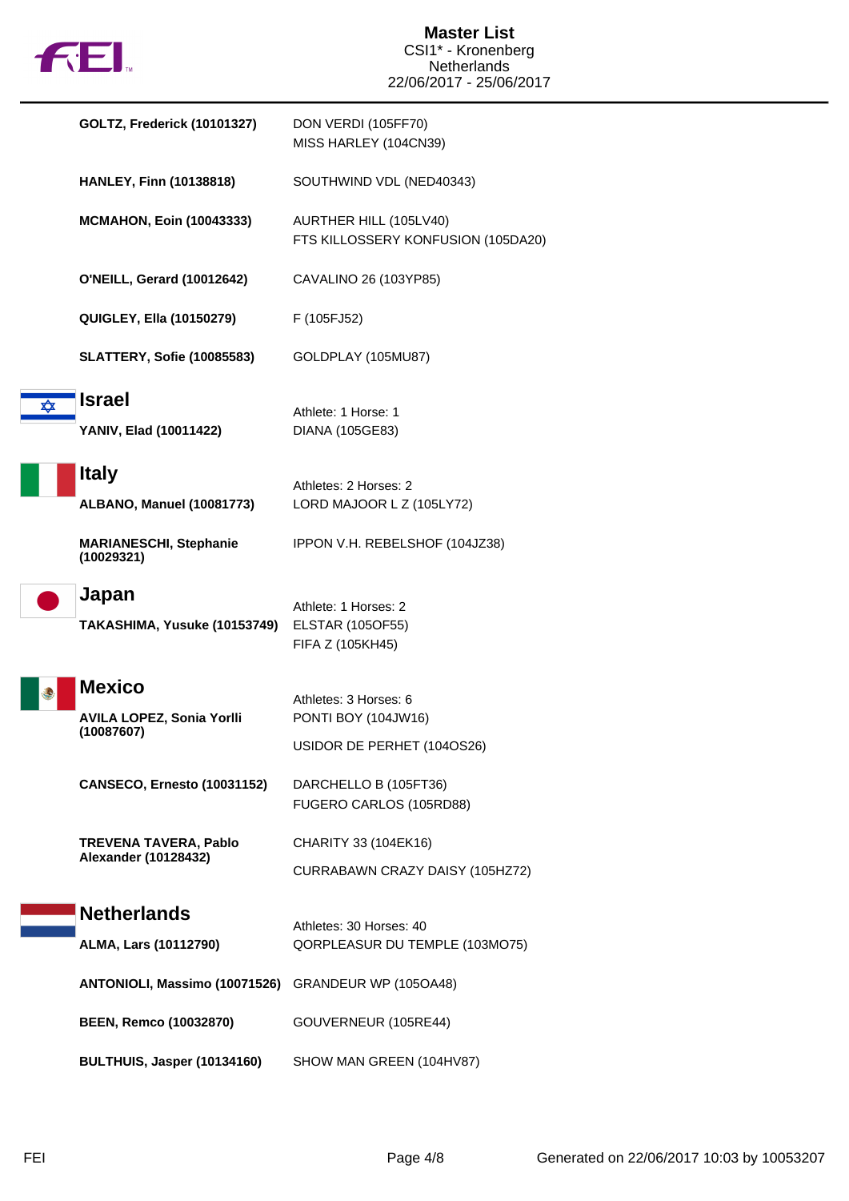| | |
|---|---|
| **GOLTZ, Frederick (10101327)** | DON VERDI (105FF70)<br>MISS HARLEY (104CN39) |
| **HANLEY, Finn (10138818)** | SOUTHWIND VDL (NED40343) |
| **MCMAHON, Eoin (10043333)** | AURTHER HILL (105LV40)<br>FTS KILLOSSERY KONFUSION (105DA20) |
| **O'NEILL, Gerard (10012642)** | CAVALINO 26 (103YP85) |
| **QUIGLEY, Ella (10150279)** | F (105FJ52) |
| **SLATTERY, Sofie (10085583)** | GOLDPLAY (105MU87) |

## Israel

Athlete: 1 Horse: 1

| | |
|---|---|
| **YANIV, Elad (10011422)** | DIANA (105GE83) |

## Italy

Athletes: 2 Horses: 2

| | |
|---|---|
| **ALBANO, Manuel (10081773)** | LORD MAJOOR L Z (105LY72) |
| **MARIANESCHI, Stephanie (10029321)** | IPPON V.H. REBELSHOF (104JZ38) |

## Japan

Athlete: 1 Horses: 2

| | |
|---|---|
| **TAKASHIMA, Yusuke (10153749)** | ELSTAR (105OF55)<br>FIFA Z (105KH45) |

## Mexico

Athletes: 3 Horses: 6

| | |
|---|---|
| **AVILA LOPEZ, Sonia Yorlli (10087607)** | PONTI BOY (104JW16)<br>USIDOR DE PERHET (104OS26) |
| **CANSECO, Ernesto (10031152)** | DARCHELLO B (105FT36)<br>FUGERO CARLOS (105RD88) |
| **TREVENA TAVERA, Pablo Alexander (10128432)** | CHARITY 33 (104EK16)<br>CURRABAWN CRAZY DAISY (105HZ72) |

## Netherlands

Athletes: 30 Horses: 40

| | |
|---|---|
| **ALMA, Lars (10112790)** | QORPLEASUR DU TEMPLE (103MO75) |
| **ANTONIOLI, Massimo (10071526)** | GRANDEUR WP (105OA48) |
| **BEEN, Remco (10032870)** | GOUVERNEUR (105RE44) |
| **BULTHUIS, Jasper (10134160)** | SHOW MAN GREEN (104HV87) |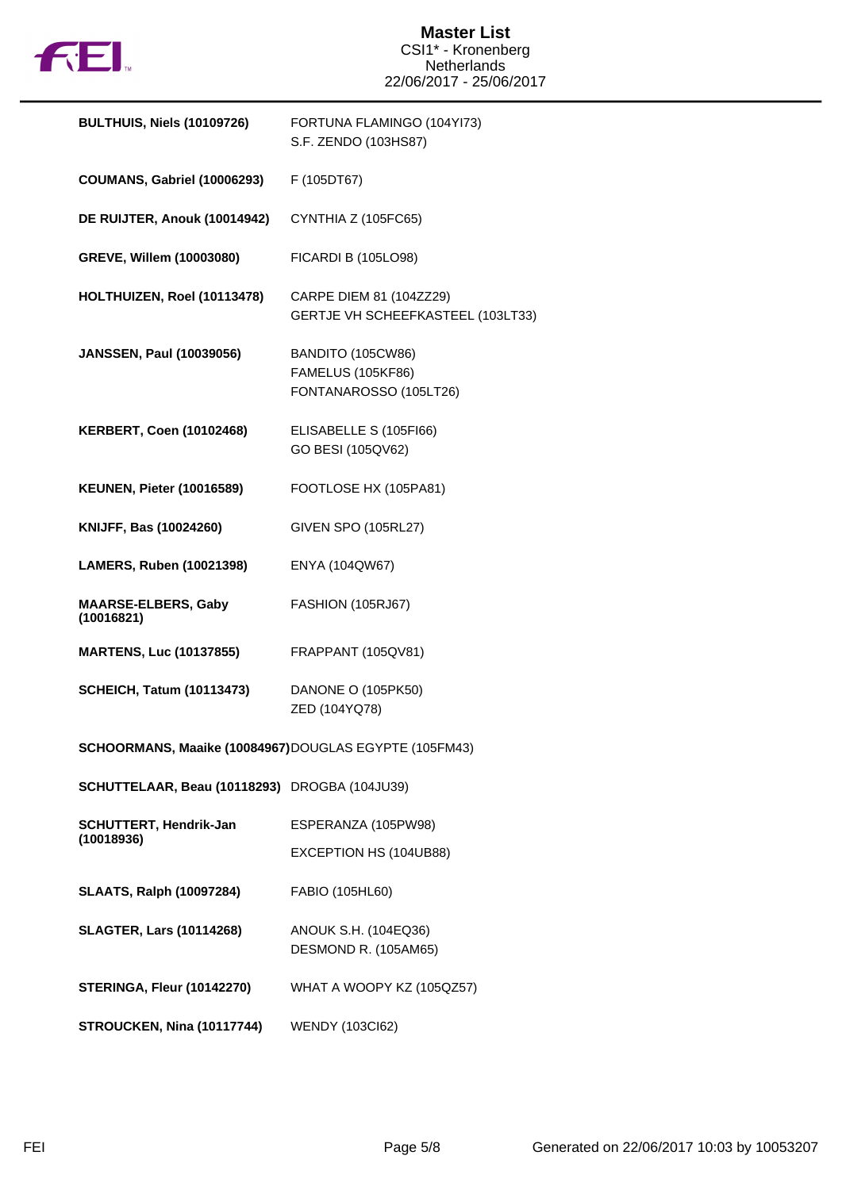# Master List
CSI1* - Kronenberg
Netherlands
22/06/2017 - 25/06/2017

| Athlete | Horses |
| --- | --- |
| **BULTHUIS, Niels (10109726)** | FORTUNA FLAMINGO (104YI73)<br>S.F. ZENDO (103HS87) |
| **COUMANS, Gabriel (10006293)** | F (105DT67) |
| **DE RUIJTER, Anouk (10014942)** | CYNTHIA Z (105FC65) |
| **GREVE, Willem (10003080)** | FICARDI B (105LO98) |
| **HOLTHUIZEN, Roel (10113478)** | CARPE DIEM 81 (104ZZ29)<br>GERTJE VH SCHEEFKASTEEL (103LT33) |
| **JANSSEN, Paul (10039056)** | BANDITO (105CW86)<br>FAMELUS (105KF86)<br>FONTANAROSSO (105LT26) |
| **KERBERT, Coen (10102468)** | ELISABELLE S (105FI66)<br>GO BESI (105QV62) |
| **KEUNEN, Pieter (10016589)** | FOOTLOSE HX (105PA81) |
| **KNIJFF, Bas (10024260)** | GIVEN SPO (105RL27) |
| **LAMERS, Ruben (10021398)** | ENYA (104QW67) |
| **MAARSE-ELBERS, Gaby (10016821)** | FASHION (105RJ67) |
| **MARTENS, Luc (10137855)** | FRAPPANT (105QV81) |
| **SCHEICH, Tatum (10113473)** | DANONE O (105PK50)<br>ZED (104YQ78) |
| **SCHOORMANS, Maaike (10084967)** | DOUGLAS EGYPTE (105FM43) |
| **SCHUTTELAAR, Beau (10118293)** | DROGBA (104JU39) |
| **SCHUTTERT, Hendrik-Jan (10018936)** | ESPERANZA (105PW98)<br>EXCEPTION HS (104UB88) |
| **SLAATS, Ralph (10097284)** | FABIO (105HL60) |
| **SLAGTER, Lars (10114268)** | ANOUK S.H. (104EQ36)<br>DESMOND R. (105AM65) |
| **STERINGA, Fleur (10142270)** | WHAT A WOOPY KZ (105QZ57) |
| **STROUCKEN, Nina (10117744)** | WENDY (103CI62) |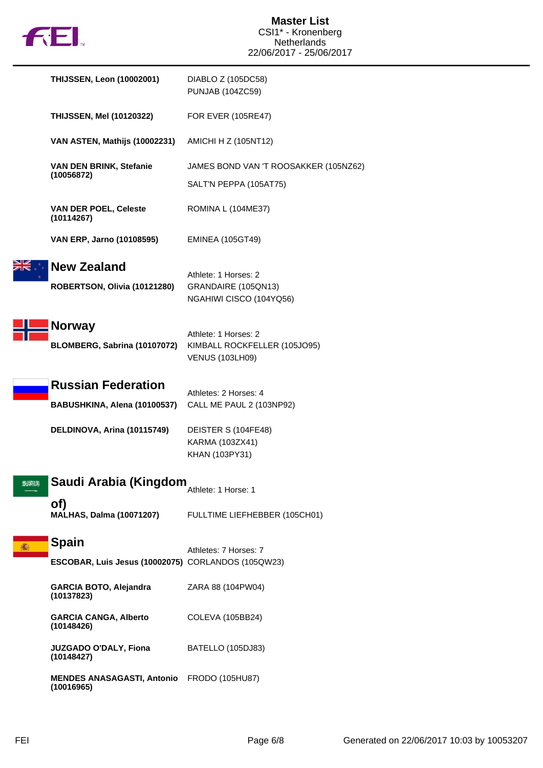| Athlete | Horses |
|---|---|
| **THIJSSEN, Leon (10002001)** | DIABLO Z (105DC58)<br>PUNJAB (104ZC59) |
| **THIJSSEN, Mel (10120322)** | FOR EVER (105RE47) |
| **VAN ASTEN, Mathijs (10002231)** | AMICHI H Z (105NT12) |
| **VAN DEN BRINK, Stefanie (10056872)** | JAMES BOND VAN 'T ROOSAKKER (105NZ62)<br>SALT'N PEPPA (105AT75) |
| **VAN DER POEL, Celeste (10114267)** | ROMINA L (104ME37) |
| **VAN ERP, Jarno (10108595)** | EMINEA (105GT49) |

## New Zealand

Athlete: 1 Horses: 2

| Athlete | Horses |
|---|---|
| **ROBERTSON, Olivia (10121280)** | GRANDAIRE (105QN13)<br>NGAHIWI CISCO (104YQ56) |

## Norway

Athlete: 1 Horses: 2

| Athlete | Horses |
|---|---|
| **BLOMBERG, Sabrina (10107072)** | KIMBALL ROCKFELLER (105JO95)<br>VENUS (103LH09) |

## Russian Federation

Athletes: 2 Horses: 4

| Athlete | Horses |
|---|---|
| **BABUSHKINA, Alena (10100537)** | CALL ME PAUL 2 (103NP92) |
| **DELDINOVA, Arina (10115749)** | DEISTER S (104FE48)<br>KARMA (103ZX41)<br>KHAN (103PY31) |

## Saudi Arabia (Kingdom of)

Athlete: 1 Horse: 1

| Athlete | Horses |
|---|---|
| **MALHAS, Dalma (10071207)** | FULLTIME LIEFHEBBER (105CH01) |

## Spain

Athletes: 7 Horses: 7

| Athlete | Horses |
|---|---|
| **ESCOBAR, Luis Jesus (10002075)** | CORLANDOS (105QW23) |
| **GARCIA BOTO, Alejandra (10137823)** | ZARA 88 (104PW04) |
| **GARCIA CANGA, Alberto (10148426)** | COLEVA (105BB24) |
| **JUZGADO O'DALY, Fiona (10148427)** | BATELLO (105DJ83) |
| **MENDES ANASAGASTI, Antonio (10016965)** | FRODO (105HU87) |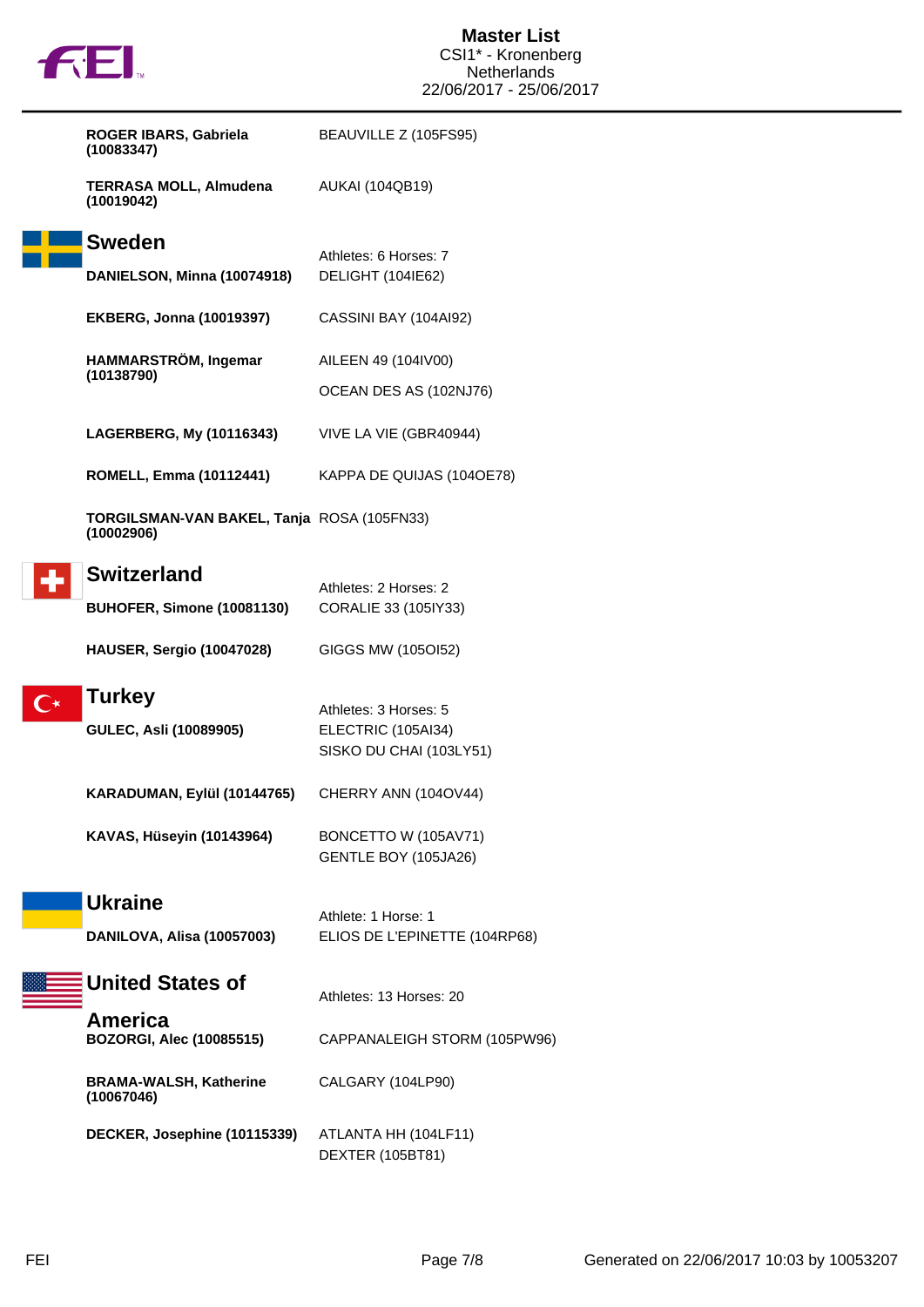| | |
|---|---|
| **ROGER IBARS, Gabriela (10083347)** | BEAUVILLE Z (105FS95) |
| **TERRASA MOLL, Almudena (10019042)** | AUKAI (104QB19) |

## Sweden

| | Athletes: 6 Horses: 7 |
|---|---|
| **DANIELSON, Minna (10074918)** | DELIGHT (104IE62) |
| **EKBERG, Jonna (10019397)** | CASSINI BAY (104AI92) |
| **HAMMARSTRÖM, Ingemar (10138790)** | AILEEN 49 (104IV00)<br>OCEAN DES AS (102NJ76) |
| **LAGERBERG, My (10116343)** | VIVE LA VIE (GBR40944) |
| **ROMELL, Emma (10112441)** | KAPPA DE QUIJAS (104OE78) |
| **TORGILSMAN-VAN BAKEL, Tanja (10002906)** | ROSA (105FN33) |

## Switzerland

| | Athletes: 2 Horses: 2 |
|---|---|
| **BUHOFER, Simone (10081130)** | CORALIE 33 (105IY33) |
| **HAUSER, Sergio (10047028)** | GIGGS MW (105OI52) |

## Turkey

| | Athletes: 3 Horses: 5 |
|---|---|
| **GULEC, Asli (10089905)** | ELECTRIC (105AI34)<br>SISKO DU CHAI (103LY51) |
| **KARADUMAN, Eylül (10144765)** | CHERRY ANN (104OV44) |
| **KAVAS, Hüseyin (10143964)** | BONCETTO W (105AV71)<br>GENTLE BOY (105JA26) |

## Ukraine

| | Athlete: 1 Horse: 1 |
|---|---|
| **DANILOVA, Alisa (10057003)** | ELIOS DE L'EPINETTE (104RP68) |

## United States of America

| | Athletes: 13 Horses: 20 |
|---|---|
| **BOZORGI, Alec (10085515)** | CAPPANALEIGH STORM (105PW96) |
| **BRAMA-WALSH, Katherine (10067046)** | CALGARY (104LP90) |
| **DECKER, Josephine (10115339)** | ATLANTA HH (104LF11)<br>DEXTER (105BT81) |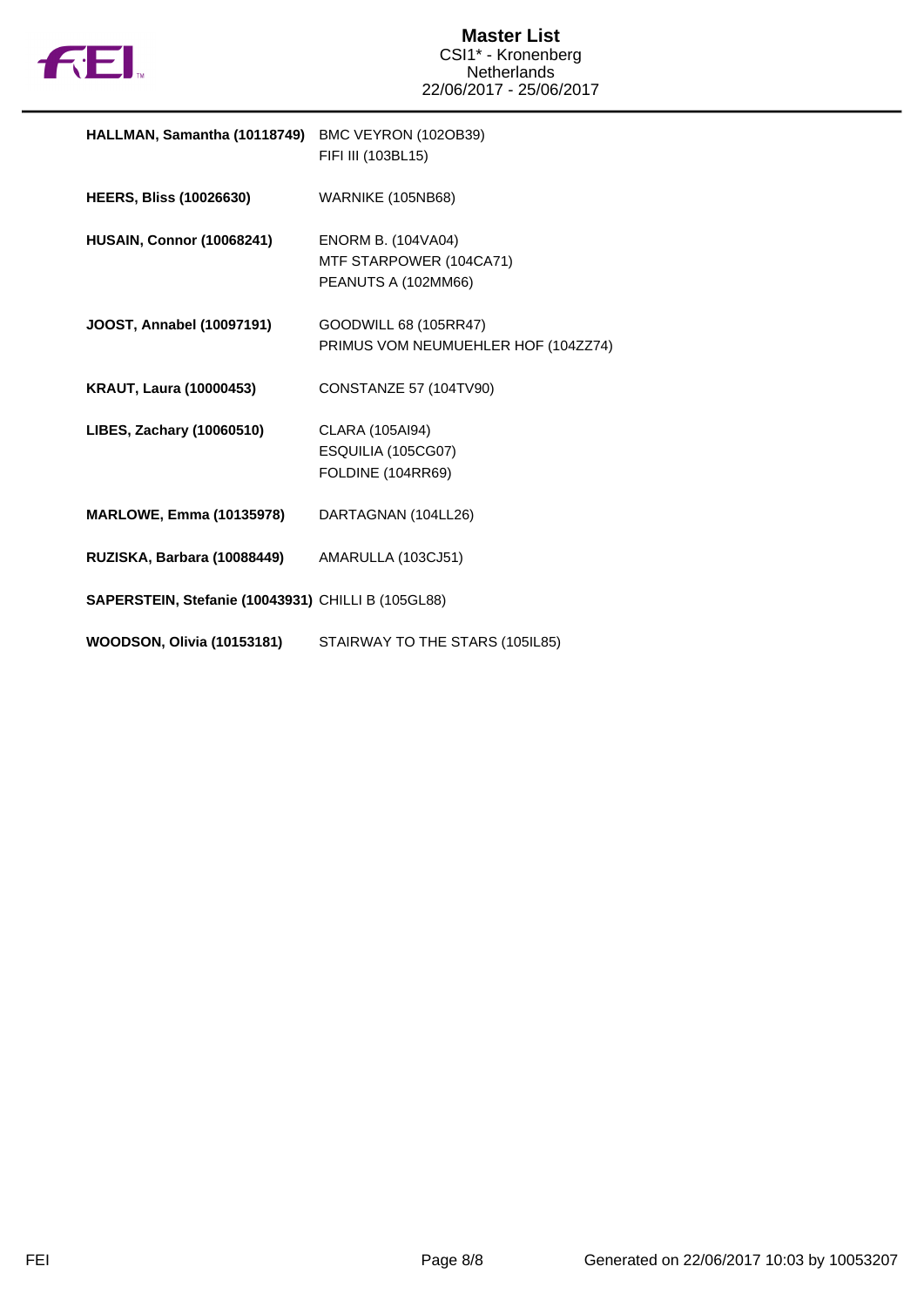# Master List

CSI1* - Kronenberg
Netherlands
22/06/2017 - 25/06/2017

| Rider | Horses |
|---|---|
| **HALLMAN, Samantha (10118749)** | BMC VEYRON (102OB39)<br>FIFI III (103BL15) |
| **HEERS, Bliss (10026630)** | WARNIKE (105NB68) |
| **HUSAIN, Connor (10068241)** | ENORM B. (104VA04)<br>MTF STARPOWER (104CA71)<br>PEANUTS A (102MM66) |
| **JOOST, Annabel (10097191)** | GOODWILL 68 (105RR47)<br>PRIMUS VOM NEUMUEHLER HOF (104ZZ74) |
| **KRAUT, Laura (10000453)** | CONSTANZE 57 (104TV90) |
| **LIBES, Zachary (10060510)** | CLARA (105AI94)<br>ESQUILIA (105CG07)<br>FOLDINE (104RR69) |
| **MARLOWE, Emma (10135978)** | DARTAGNAN (104LL26) |
| **RUZISKA, Barbara (10088449)** | AMARULLA (103CJ51) |
| **SAPERSTEIN, Stefanie (10043931)** | CHILLI B (105GL88) |
| **WOODSON, Olivia (10153181)** | STAIRWAY TO THE STARS (105IL85) |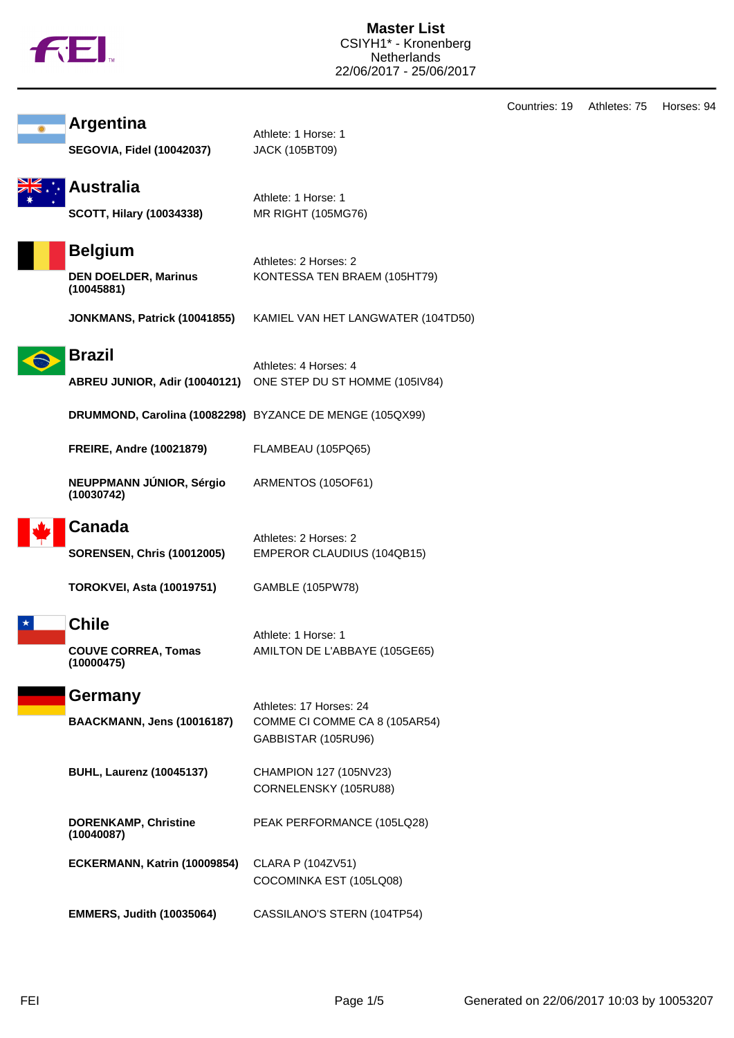# Master List
CSIYH1* - Kronenberg
Netherlands
22/06/2017 - 25/06/2017

Countries: 19 Athletes: 75 Horses: 94

## Argentina

Athlete: 1 Horse: 1

| Athlete | Horse |
|---|---|
| **SEGOVIA, Fidel (10042037)** | JACK (105BT09) |

## Australia

Athlete: 1 Horse: 1

| Athlete | Horse |
|---|---|
| **SCOTT, Hilary (10034338)** | MR RIGHT (105MG76) |

## Belgium

Athletes: 2 Horses: 2

| Athlete | Horse |
|---|---|
| **DEN DOELDER, Marinus (10045881)** | KONTESSA TEN BRAEM (105HT79) |
| **JONKMANS, Patrick (10041855)** | KAMIEL VAN HET LANGWATER (104TD50) |

## Brazil

Athletes: 4 Horses: 4

| Athlete | Horse |
|---|---|
| **ABREU JUNIOR, Adir (10040121)** | ONE STEP DU ST HOMME (105IV84) |
| **DRUMMOND, Carolina (10082298)** | BYZANCE DE MENGE (105QX99) |
| **FREIRE, Andre (10021879)** | FLAMBEAU (105PQ65) |
| **NEUPPMANN JÚNIOR, Sérgio (10030742)** | ARMENTOS (105OF61) |

## Canada

Athletes: 2 Horses: 2

| Athlete | Horse |
|---|---|
| **SORENSEN, Chris (10012005)** | EMPEROR CLAUDIUS (104QB15) |
| **TOROKVEI, Asta (10019751)** | GAMBLE (105PW78) |

## Chile

Athlete: 1 Horse: 1

| Athlete | Horse |
|---|---|
| **COUVE CORREA, Tomas (10000475)** | AMILTON DE L'ABBAYE (105GE65) |

## Germany

Athletes: 17 Horses: 24

| Athlete | Horse |
|---|---|
| **BAACKMANN, Jens (10016187)** | COMME CI COMME CA 8 (105AR54) |
| | GABBISTAR (105RU96) |
| **BUHL, Laurenz (10045137)** | CHAMPION 127 (105NV23) |
| | CORNELENSKY (105RU88) |
| **DORENKAMP, Christine (10040087)** | PEAK PERFORMANCE (105LQ28) |
| **ECKERMANN, Katrin (10009854)** | CLARA P (104ZV51) |
| | COCOMINKA EST (105LQ08) |
| **EMMERS, Judith (10035064)** | CASSILANO'S STERN (104TP54) |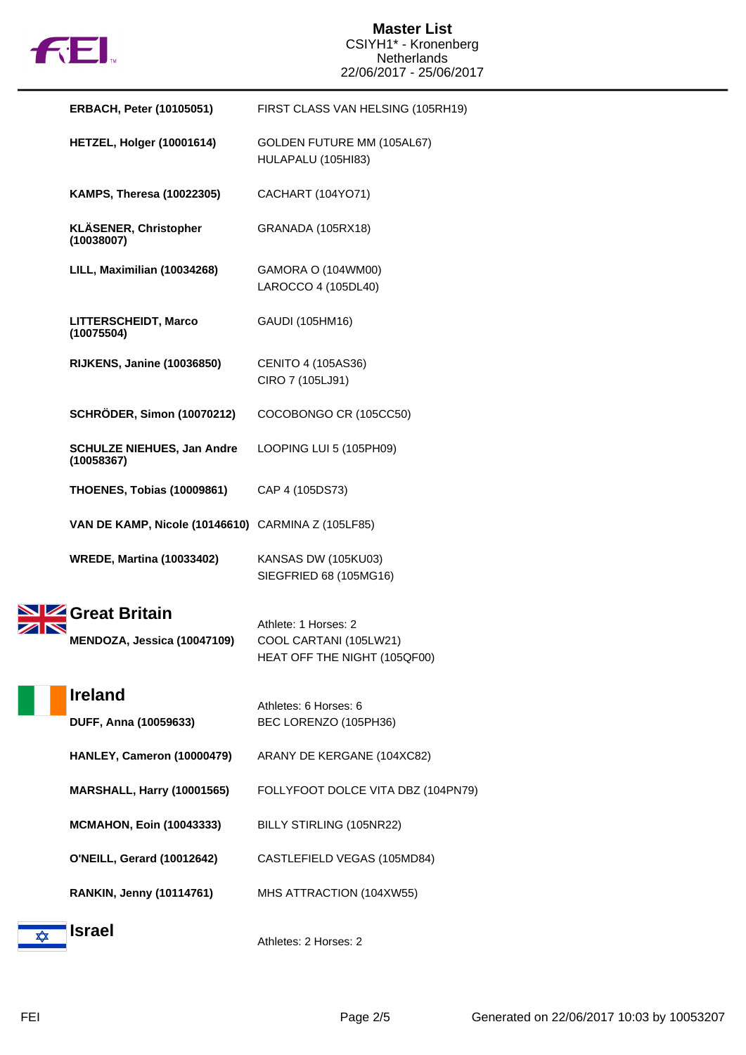| | |
|---|---|
| **ERBACH, Peter (10105051)** | FIRST CLASS VAN HELSING (105RH19) |
| **HETZEL, Holger (10001614)** | GOLDEN FUTURE MM (105AL67)<br>HULAPALU (105HI83) |
| **KAMPS, Theresa (10022305)** | CACHART (104YO71) |
| **KLÄSENER, Christopher (10038007)** | GRANADA (105RX18) |
| **LILL, Maximilian (10034268)** | GAMORA O (104WM00)<br>LAROCCO 4 (105DL40) |
| **LITTERSCHEIDT, Marco (10075504)** | GAUDI (105HM16) |
| **RIJKENS, Janine (10036850)** | CENITO 4 (105AS36)<br>CIRO 7 (105LJ91) |
| **SCHRÖDER, Simon (10070212)** | COCOBONGO CR (105CC50) |
| **SCHULZE NIEHUES, Jan Andre (10058367)** | LOOPING LUI 5 (105PH09) |
| **THOENES, Tobias (10009861)** | CAP 4 (105DS73) |
| **VAN DE KAMP, Nicole (10146610)** | CARMINA Z (105LF85) |
| **WREDE, Martina (10033402)** | KANSAS DW (105KU03)<br>SIEGFRIED 68 (105MG16) |

## Great Britain

Athlete: 1 Horses: 2

| | |
|---|---|
| **MENDOZA, Jessica (10047109)** | COOL CARTANI (105LW21)<br>HEAT OFF THE NIGHT (105QF00) |

## Ireland

Athletes: 6 Horses: 6

| | |
|---|---|
| **DUFF, Anna (10059633)** | BEC LORENZO (105PH36) |
| **HANLEY, Cameron (10000479)** | ARANY DE KERGANE (104XC82) |
| **MARSHALL, Harry (10001565)** | FOLLYFOOT DOLCE VITA DBZ (104PN79) |
| **MCMAHON, Eoin (10043333)** | BILLY STIRLING (105NR22) |
| **O'NEILL, Gerard (10012642)** | CASTLEFIELD VEGAS (105MD84) |
| **RANKIN, Jenny (10114761)** | MHS ATTRACTION (104XW55) |

## Israel

Athletes: 2 Horses: 2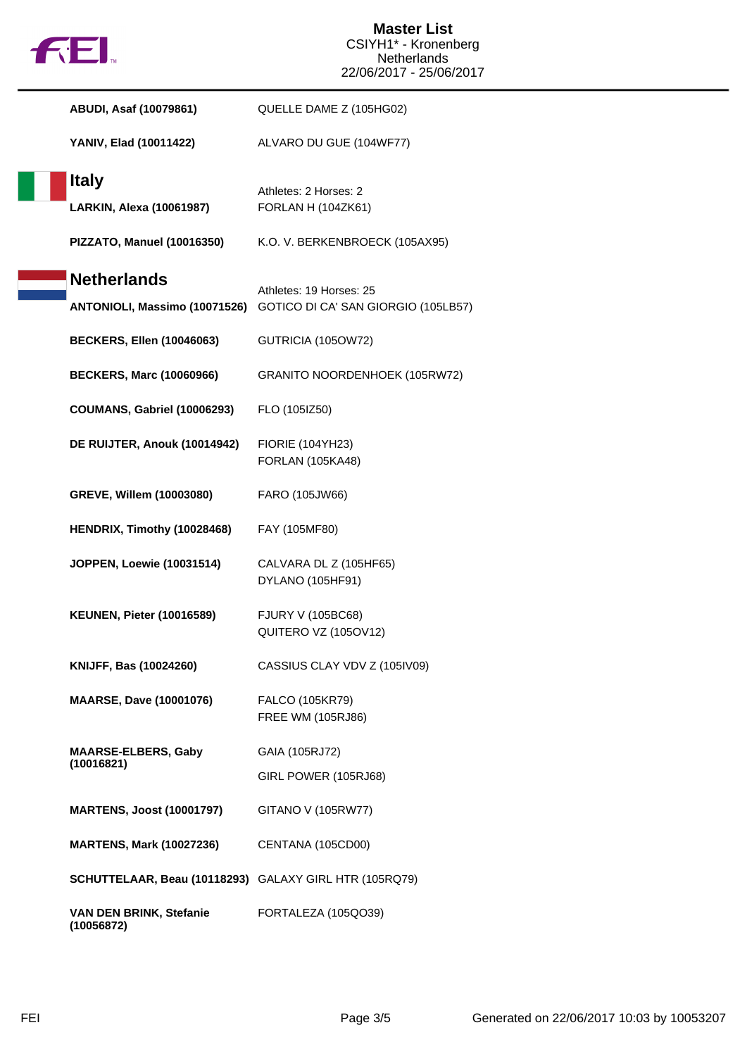**Master List**
CSIYH1* - Kronenberg
Netherlands
22/06/2017 - 25/06/2017

| | |
|---|---|
| **ABUDI, Asaf (10079861)** | QUELLE DAME Z (105HG02) |
| **YANIV, Elad (10011422)** | ALVARO DU GUE (104WF77) |

## Italy

Athletes: 2 Horses: 2

| | |
|---|---|
| **LARKIN, Alexa (10061987)** | FORLAN H (104ZK61) |
| **PIZZATO, Manuel (10016350)** | K.O. V. BERKENBROECK (105AX95) |

## Netherlands

Athletes: 19 Horses: 25

| | |
|---|---|
| **ANTONIOLI, Massimo (10071526)** | GOTICO DI CA' SAN GIORGIO (105LB57) |
| **BECKERS, Ellen (10046063)** | GUTRICIA (105OW72) |
| **BECKERS, Marc (10060966)** | GRANITO NOORDENHOEK (105RW72) |
| **COUMANS, Gabriel (10006293)** | FLO (105IZ50) |
| **DE RUIJTER, Anouk (10014942)** | FIORIE (104YH23)<br>FORLAN (105KA48) |
| **GREVE, Willem (10003080)** | FARO (105JW66) |
| **HENDRIX, Timothy (10028468)** | FAY (105MF80) |
| **JOPPEN, Loewie (10031514)** | CALVARA DL Z (105HF65)<br>DYLANO (105HF91) |
| **KEUNEN, Pieter (10016589)** | FJURY V (105BC68)<br>QUITERO VZ (105OV12) |
| **KNIJFF, Bas (10024260)** | CASSIUS CLAY VDV Z (105IV09) |
| **MAARSE, Dave (10001076)** | FALCO (105KR79)<br>FREE WM (105RJ86) |
| **MAARSE-ELBERS, Gaby (10016821)** | GAIA (105RJ72)<br>GIRL POWER (105RJ68) |
| **MARTENS, Joost (10001797)** | GITANO V (105RW77) |
| **MARTENS, Mark (10027236)** | CENTANA (105CD00) |
| **SCHUTTELAAR, Beau (10118293)** | GALAXY GIRL HTR (105RQ79) |
| **VAN DEN BRINK, Stefanie (10056872)** | FORTALEZA (105QO39) |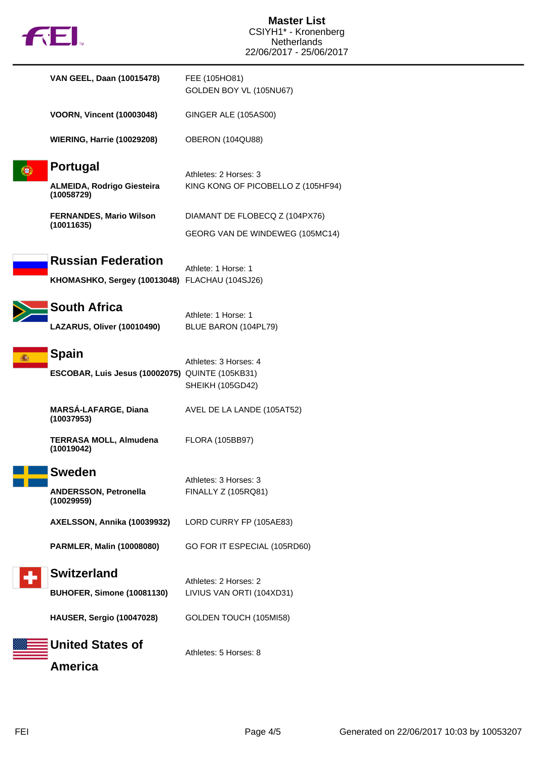| | |
|---|---|
| **VAN GEEL, Daan (10015478)** | FEE (105HO81)<br>GOLDEN BOY VL (105NU67) |
| **VOORN, Vincent (10003048)** | GINGER ALE (105AS00) |
| **WIERING, Harrie (10029208)** | OBERON (104QU88) |

## Portugal

Athletes: 2 Horses: 3

| | |
|---|---|
| **ALMEIDA, Rodrigo Giesteira (10058729)** | KING KONG OF PICOBELLO Z (105HF94) |
| **FERNANDES, Mario Wilson (10011635)** | DIAMANT DE FLOBECQ Z (104PX76)<br>GEORG VAN DE WINDEWEG (105MC14) |

## Russian Federation

Athlete: 1 Horse: 1

| | |
|---|---|
| **KHOMASHKO, Sergey (10013048)** | FLACHAU (104SJ26) |

## South Africa

Athlete: 1 Horse: 1

| | |
|---|---|
| **LAZARUS, Oliver (10010490)** | BLUE BARON (104PL79) |

## Spain

Athletes: 3 Horses: 4

| | |
|---|---|
| **ESCOBAR, Luis Jesus (10002075)** | QUINTE (105KB31)<br>SHEIKH (105GD42) |
| **MARSÁ-LAFARGE, Diana (10037953)** | AVEL DE LA LANDE (105AT52) |
| **TERRASA MOLL, Almudena (10019042)** | FLORA (105BB97) |

## Sweden

Athletes: 3 Horses: 3

| | |
|---|---|
| **ANDERSSON, Petronella (10029959)** | FINALLY Z (105RQ81) |
| **AXELSSON, Annika (10039932)** | LORD CURRY FP (105AE83) |
| **PARMLER, Malin (10008080)** | GO FOR IT ESPECIAL (105RD60) |

## Switzerland

Athletes: 2 Horses: 2

| | |
|---|---|
| **BUHOFER, Simone (10081130)** | LIVIUS VAN ORTI (104XD31) |
| **HAUSER, Sergio (10047028)** | GOLDEN TOUCH (105MI58) |

## United States of America

Athletes: 5 Horses: 8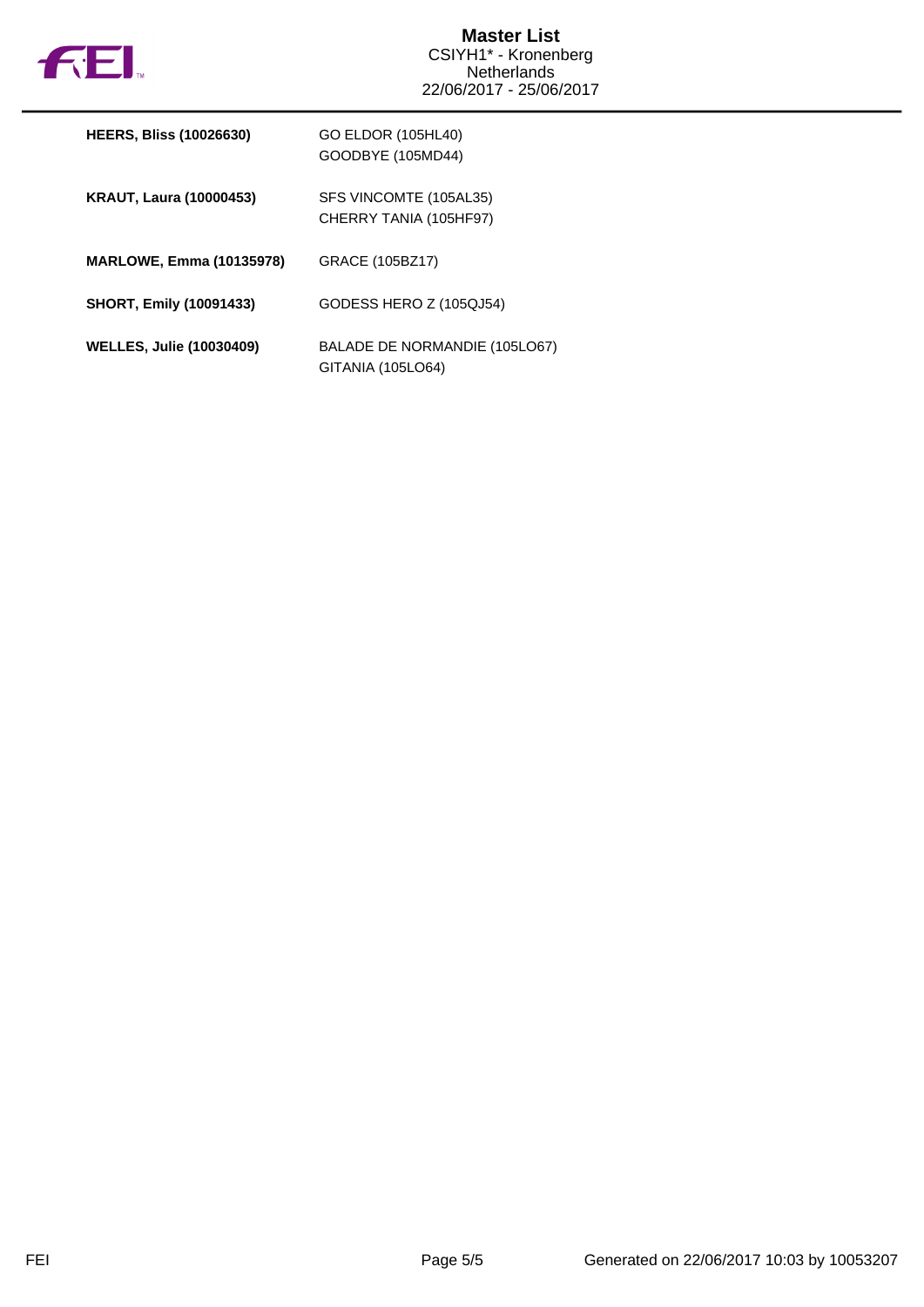| | |
|---|---|
| **HEERS, Bliss (10026630)** | GO ELDOR (105HL40)<br>GOODBYE (105MD44) |
| **KRAUT, Laura (10000453)** | SFS VINCOMTE (105AL35)<br>CHERRY TANIA (105HF97) |
| **MARLOWE, Emma (10135978)** | GRACE (105BZ17) |
| **SHORT, Emily (10091433)** | GODESS HERO Z (105QJ54) |
| **WELLES, Julie (10030409)** | BALADE DE NORMANDIE (105LO67)<br>GITANIA (105LO64) |